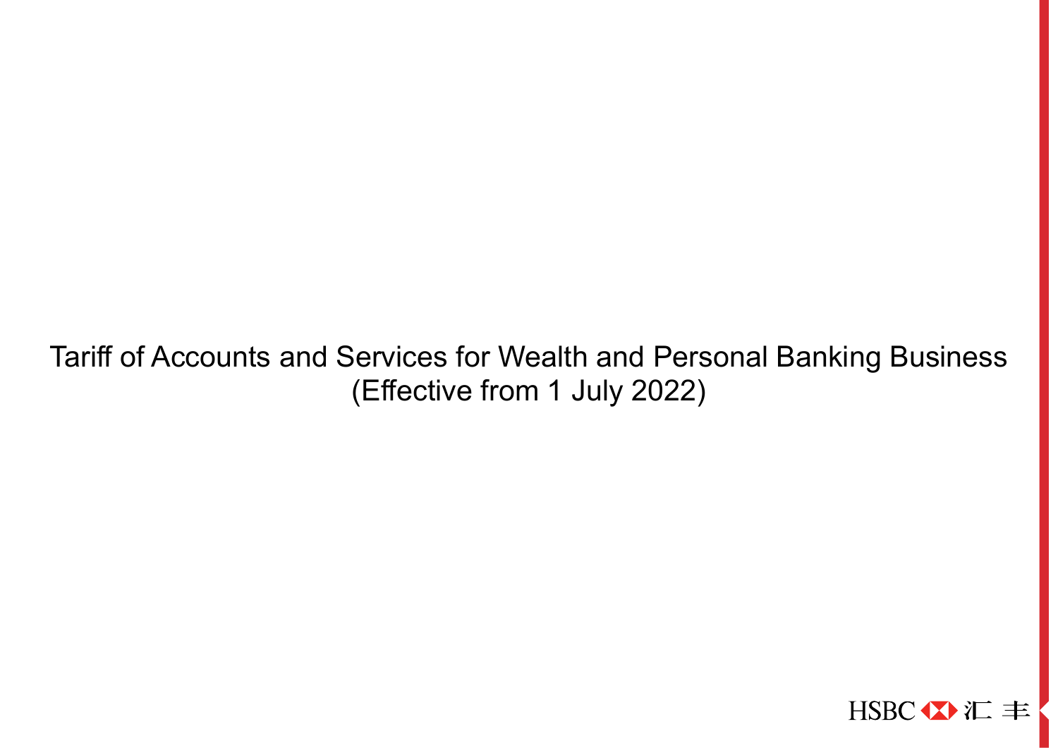# Tariff of Accounts and Services for Wealth and Personal Banking Business
(Effective from 1 July 2022)

HSBC 汇丰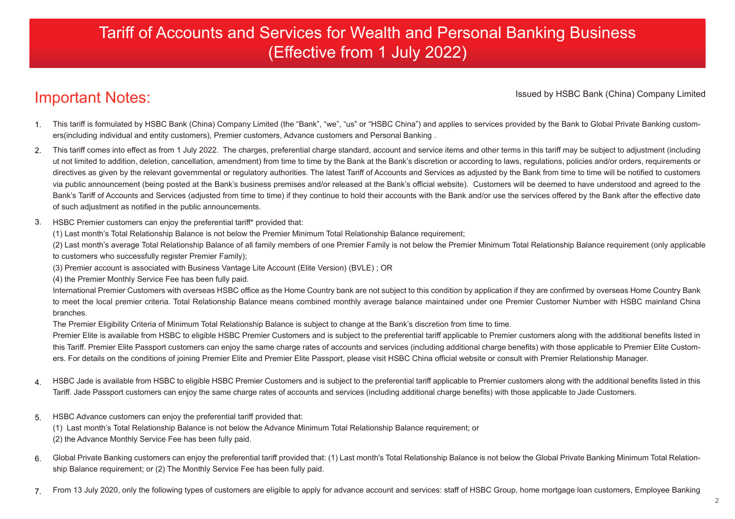# Tariff of Accounts and Services for Wealth and Personal Banking Business (Effective from 1 July 2022)

## Important Notes:

Issued by HSBC Bank (China) Company Limited

1. This tariff is formulated by HSBC Bank (China) Company Limited (the "Bank", "we", "us" or "HSBC China") and applies to services provided by the Bank to Global Private Banking customers(including individual and entity customers), Premier customers, Advance customers and Personal Banking .

2. This tariff comes into effect as from 1 July 2022. The charges, preferential charge standard, account and service items and other terms in this tariff may be subject to adjustment (including ut not limited to addition, deletion, cancellation, amendment) from time to time by the Bank at the Bank's discretion or according to laws, regulations, policies and/or orders, requirements or directives as given by the relevant governmental or regulatory authorities. The latest Tariff of Accounts and Services as adjusted by the Bank from time to time will be notified to customers via public announcement (being posted at the Bank's business premises and/or released at the Bank's official website). Customers will be deemed to have understood and agreed to the Bank's Tariff of Accounts and Services (adjusted from time to time) if they continue to hold their accounts with the Bank and/or use the services offered by the Bank after the effective date of such adjustment as notified in the public announcements.

3. HSBC Premier customers can enjoy the preferential tariff* provided that:

   (1) Last month's Total Relationship Balance is not below the Premier Minimum Total Relationship Balance requirement;

   (2) Last month's average Total Relationship Balance of all family members of one Premier Family is not below the Premier Minimum Total Relationship Balance requirement (only applicable to customers who successfully register Premier Family);

   (3) Premier account is associated with Business Vantage Lite Account (Elite Version) (BVLE) ; OR

   (4) the Premier Monthly Service Fee has been fully paid.

   International Premier Customers with overseas HSBC office as the Home Country bank are not subject to this condition by application if they are confirmed by overseas Home Country Bank to meet the local premier criteria. Total Relationship Balance means combined monthly average balance maintained under one Premier Customer Number with HSBC mainland China branches.

   The Premier Eligibility Criteria of Minimum Total Relationship Balance is subject to change at the Bank's discretion from time to time.

   Premier Elite is available from HSBC to eligible HSBC Premier Customers and is subject to the preferential tariff applicable to Premier customers along with the additional benefits listed in this Tariff. Premier Elite Passport customers can enjoy the same charge rates of accounts and services (including additional charge benefits) with those applicable to Premier Elite Customers. For details on the conditions of joining Premier Elite and Premier Elite Passport, please visit HSBC China official website or consult with Premier Relationship Manager.

4. HSBC Jade is available from HSBC to eligible HSBC Premier Customers and is subject to the preferential tariff applicable to Premier customers along with the additional benefits listed in this Tariff. Jade Passport customers can enjoy the same charge rates of accounts and services (including additional charge benefits) with those applicable to Jade Customers.

5. HSBC Advance customers can enjoy the preferential tariff provided that:

   (1) Last month's Total Relationship Balance is not below the Advance Minimum Total Relationship Balance requirement; or

   (2) the Advance Monthly Service Fee has been fully paid.

6. Global Private Banking customers can enjoy the preferential tariff provided that: (1) Last month's Total Relationship Balance is not below the Global Private Banking Minimum Total Relationship Balance requirement; or (2) The Monthly Service Fee has been fully paid.

7. From 13 July 2020, only the following types of customers are eligible to apply for advance account and services: staff of HSBC Group, home mortgage loan customers, Employee Banking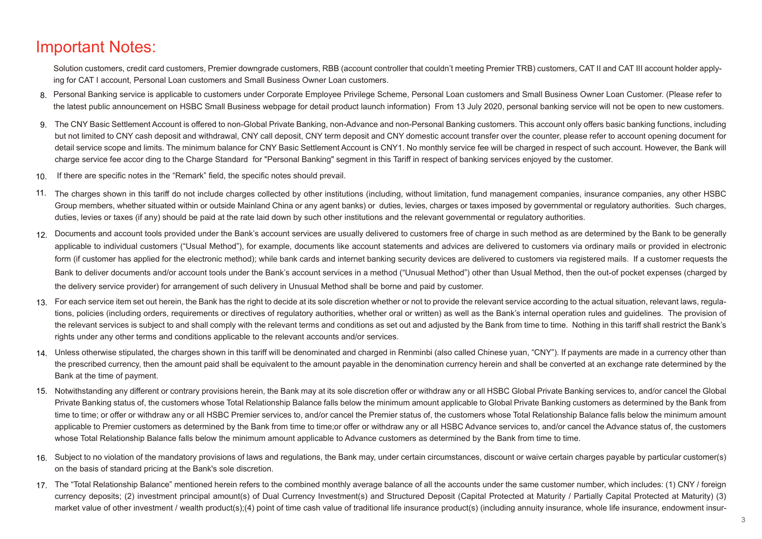# Important Notes:

Solution customers, credit card customers, Premier downgrade customers, RBB (account controller that couldn't meeting Premier TRB) customers, CAT II and CAT III account holder applying for CAT I account, Personal Loan customers and Small Business Owner Loan customers.

8. Personal Banking service is applicable to customers under Corporate Employee Privilege Scheme, Personal Loan customers and Small Business Owner Loan Customer. (Please refer to the latest public announcement on HSBC Small Business webpage for detail product launch information) From 13 July 2020, personal banking service will not be open to new customers.

9. The CNY Basic Settlement Account is offered to non-Global Private Banking, non-Advance and non-Personal Banking customers. This account only offers basic banking functions, including but not limited to CNY cash deposit and withdrawal, CNY call deposit, CNY term deposit and CNY domestic account transfer over the counter, please refer to account opening document for detail service scope and limits. The minimum balance for CNY Basic Settlement Account is CNY1. No monthly service fee will be charged in respect of such account. However, the Bank will charge service fee accor ding to the Charge Standard for "Personal Banking" segment in this Tariff in respect of banking services enjoyed by the customer.

10. If there are specific notes in the "Remark" field, the specific notes should prevail.

11. The charges shown in this tariff do not include charges collected by other institutions (including, without limitation, fund management companies, insurance companies, any other HSBC Group members, whether situated within or outside Mainland China or any agent banks) or duties, levies, charges or taxes imposed by governmental or regulatory authorities. Such charges, duties, levies or taxes (if any) should be paid at the rate laid down by such other institutions and the relevant governmental or regulatory authorities.

12. Documents and account tools provided under the Bank's account services are usually delivered to customers free of charge in such method as are determined by the Bank to be generally applicable to individual customers ("Usual Method"), for example, documents like account statements and advices are delivered to customers via ordinary mails or provided in electronic form (if customer has applied for the electronic method); while bank cards and internet banking security devices are delivered to customers via registered mails. If a customer requests the Bank to deliver documents and/or account tools under the Bank's account services in a method ("Unusual Method") other than Usual Method, then the out-of pocket expenses (charged by the delivery service provider) for arrangement of such delivery in Unusual Method shall be borne and paid by customer.

13. For each service item set out herein, the Bank has the right to decide at its sole discretion whether or not to provide the relevant service according to the actual situation, relevant laws, regulations, policies (including orders, requirements or directives of regulatory authorities, whether oral or written) as well as the Bank's internal operation rules and guidelines. The provision of the relevant services is subject to and shall comply with the relevant terms and conditions as set out and adjusted by the Bank from time to time. Nothing in this tariff shall restrict the Bank's rights under any other terms and conditions applicable to the relevant accounts and/or services.

14. Unless otherwise stipulated, the charges shown in this tariff will be denominated and charged in Renminbi (also called Chinese yuan, "CNY"). If payments are made in a currency other than the prescribed currency, then the amount paid shall be equivalent to the amount payable in the denomination currency herein and shall be converted at an exchange rate determined by the Bank at the time of payment.

15. Notwithstanding any different or contrary provisions herein, the Bank may at its sole discretion offer or withdraw any or all HSBC Global Private Banking services to, and/or cancel the Global Private Banking status of, the customers whose Total Relationship Balance falls below the minimum amount applicable to Global Private Banking customers as determined by the Bank from time to time; or offer or withdraw any or all HSBC Premier services to, and/or cancel the Premier status of, the customers whose Total Relationship Balance falls below the minimum amount applicable to Premier customers as determined by the Bank from time to time;or offer or withdraw any or all HSBC Advance services to, and/or cancel the Advance status of, the customers whose Total Relationship Balance falls below the minimum amount applicable to Advance customers as determined by the Bank from time to time.

16. Subject to no violation of the mandatory provisions of laws and regulations, the Bank may, under certain circumstances, discount or waive certain charges payable by particular customer(s) on the basis of standard pricing at the Bank's sole discretion.

17. The "Total Relationship Balance" mentioned herein refers to the combined monthly average balance of all the accounts under the same customer number, which includes: (1) CNY / foreign currency deposits; (2) investment principal amount(s) of Dual Currency Investment(s) and Structured Deposit (Capital Protected at Maturity / Partially Capital Protected at Maturity) (3) market value of other investment / wealth product(s);(4) point of time cash value of traditional life insurance product(s) (including annuity insurance, whole life insurance, endowment insur-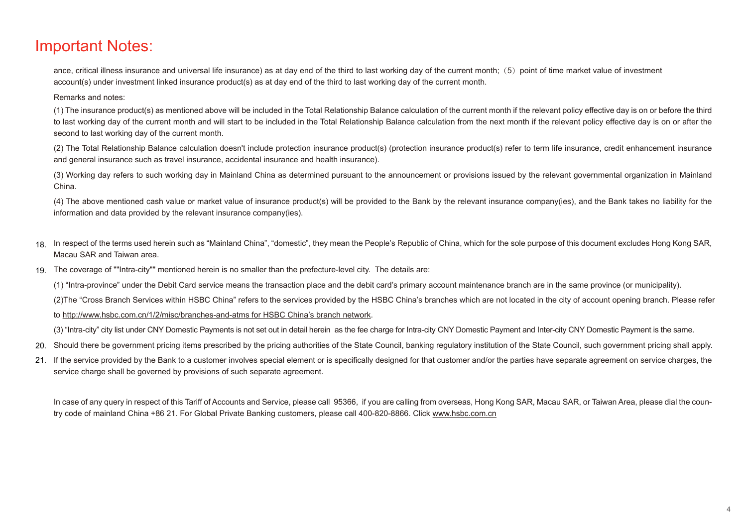# Important Notes:

ance, critical illness insurance and universal life insurance) as at day end of the third to last working day of the current month;（5）point of time market value of investment account(s) under investment linked insurance product(s) as at day end of the third to last working day of the current month.

Remarks and notes:

(1) The insurance product(s) as mentioned above will be included in the Total Relationship Balance calculation of the current month if the relevant policy effective day is on or before the third to last working day of the current month and will start to be included in the Total Relationship Balance calculation from the next month if the relevant policy effective day is on or after the second to last working day of the current month.

(2) The Total Relationship Balance calculation doesn't include protection insurance product(s) (protection insurance product(s) refer to term life insurance, credit enhancement insurance and general insurance such as travel insurance, accidental insurance and health insurance).

(3) Working day refers to such working day in Mainland China as determined pursuant to the announcement or provisions issued by the relevant governmental organization in Mainland China.

(4) The above mentioned cash value or market value of insurance product(s) will be provided to the Bank by the relevant insurance company(ies), and the Bank takes no liability for the information and data provided by the relevant insurance company(ies).

18. In respect of the terms used herein such as "Mainland China", "domestic", they mean the People's Republic of China, which for the sole purpose of this document excludes Hong Kong SAR, Macau SAR and Taiwan area.

19. The coverage of ""Intra-city"" mentioned herein is no smaller than the prefecture-level city. The details are:

    (1) "Intra-province" under the Debit Card service means the transaction place and the debit card's primary account maintenance branch are in the same province (or municipality).

    (2)The "Cross Branch Services within HSBC China" refers to the services provided by the HSBC China's branches which are not located in the city of account opening branch. Please refer to http://www.hsbc.com.cn/1/2/misc/branches-and-atms for HSBC China's branch network.

    (3) "Intra-city" city list under CNY Domestic Payments is not set out in detail herein as the fee charge for Intra-city CNY Domestic Payment and Inter-city CNY Domestic Payment is the same.

20. Should there be government pricing items prescribed by the pricing authorities of the State Council, banking regulatory institution of the State Council, such government pricing shall apply.

21. If the service provided by the Bank to a customer involves special element or is specifically designed for that customer and/or the parties have separate agreement on service charges, the service charge shall be governed by provisions of such separate agreement.

In case of any query in respect of this Tariff of Accounts and Service, please call 95366, if you are calling from overseas, Hong Kong SAR, Macau SAR, or Taiwan Area, please dial the country code of mainland China +86 21. For Global Private Banking customers, please call 400-820-8866. Click www.hsbc.com.cn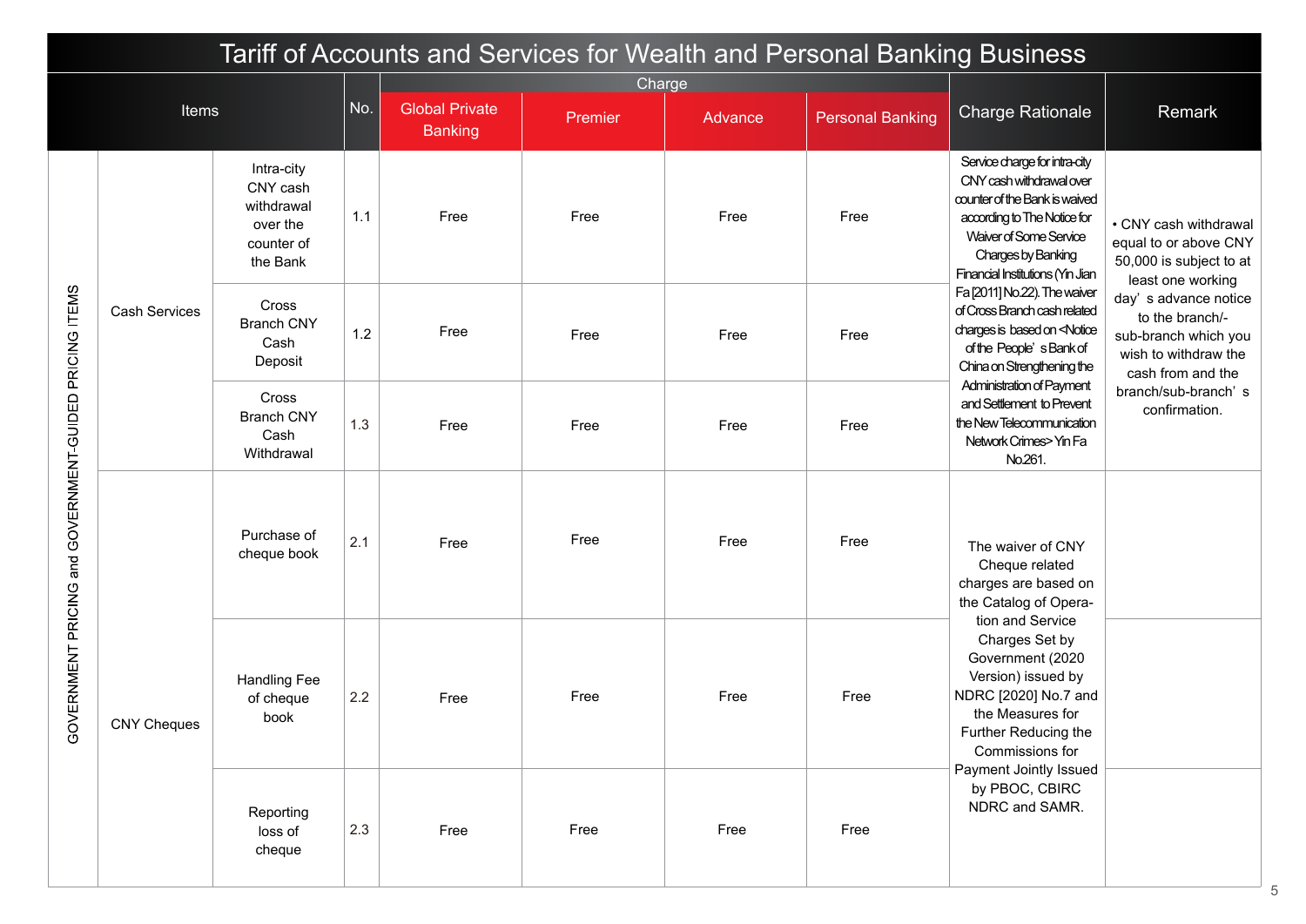# Tariff of Accounts and Services for Wealth and Personal Banking Business

| Items | | | No. | Charge | | | | Charge Rationale | Remark |
|---|---|---|---|---|---|---|---|---|---|
| | | | | Global Private Banking | Premier | Advance | Personal Banking | | |
| GOVERNMENT PRICING and GOVERNMENT-GUIDED PRICING ITEMS | Cash Services | Intra-city CNY cash withdrawal over the counter of the Bank | 1.1 | Free | Free | Free | Free | Service charge for intra-city CNY cash withdrawal over counter of the Bank is waived according to The Notice for Waiver of Some Service Charges by Banking Financial Institutions (Yin Jian Fa [2011] No.22). The waiver of Cross Branch cash related charges is based on <Notice of the People's Bank of China on Strengthening the Administration of Payment and Settlement to Prevent the New Telecommunication Network Crimes> Yin Fa No.261. | • CNY cash withdrawal equal to or above CNY 50,000 is subject to at least one working day's advance notice to the branch/-sub-branch which you wish to withdraw the cash from and the branch/sub-branch's confirmation. |
| | | Cross Branch CNY Cash Deposit | 1.2 | Free | Free | Free | Free | | |
| | | Cross Branch CNY Cash Withdrawal | 1.3 | Free | Free | Free | Free | | |
| | CNY Cheques | Purchase of cheque book | 2.1 | Free | Free | Free | Free | The waiver of CNY Cheque related charges are based on the Catalog of Operation and Service Charges Set by Government (2020 Version) issued by NDRC [2020] No.7 and the Measures for Further Reducing the Commissions for Payment Jointly Issued by PBOC, CBIRC NDRC and SAMR. | |
| | | Handling Fee of cheque book | 2.2 | Free | Free | Free | Free | | |
| | | Reporting loss of cheque | 2.3 | Free | Free | Free | Free | | |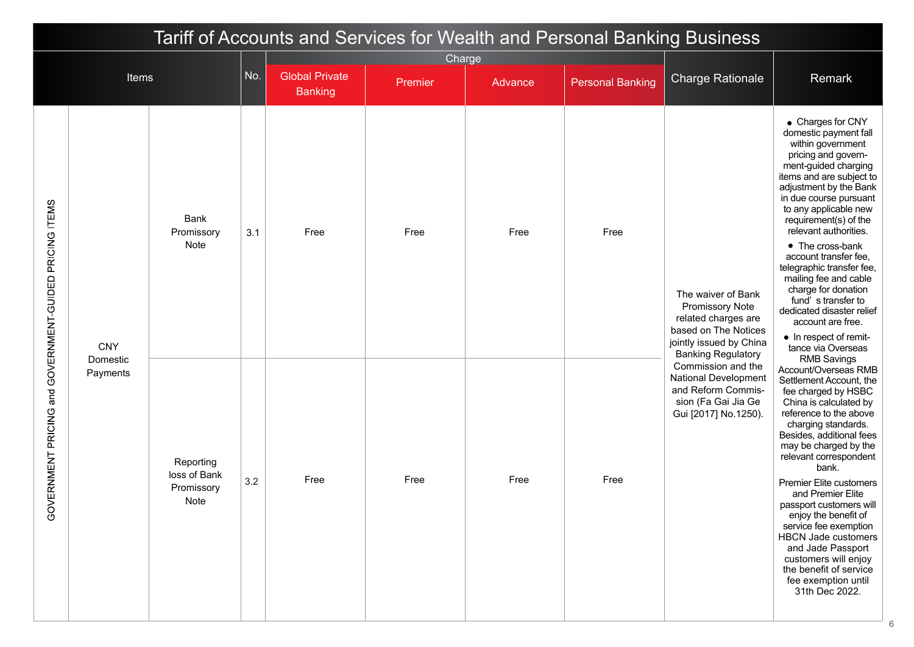# Tariff of Accounts and Services for Wealth and Personal Banking Business

| Items | | | No. | Charge | | | | Charge Rationale | Remark |
|---|---|---|---|---|---|---|---|---|---|
| | | | | Global Private Banking | Premier | Advance | Personal Banking | | |
| GOVERNMENT PRICING and GOVERNMENT-GUIDED PRICING ITEMS | CNY Domestic Payments | Bank Promissory Note | 3.1 | Free | Free | Free | Free | The waiver of Bank Promissory Note related charges are based on The Notices jointly issued by China Banking Regulatory Commission and the National Development and Reform Commission (Fa Gai Jia Ge Gui [2017] No.1250). | ● Charges for CNY domestic payment fall within government pricing and government-guided charging items and are subject to adjustment by the Bank in due course pursuant to any applicable new requirement(s) of the relevant authorities. ● The cross-bank account transfer fee, telegraphic transfer fee, mailing fee and cable charge for donation fund' s transfer to dedicated disaster relief account are free. ● In respect of remittance via Overseas RMB Savings Account/Overseas RMB Settlement Account, the fee charged by HSBC China is calculated by reference to the above charging standards. Besides, additional fees may be charged by the relevant correspondent bank. Premier Elite customers and Premier Elite passport customers will enjoy the benefit of service fee exemption HBCN Jade customers and Jade Passport customers will enjoy the benefit of service fee exemption until 31th Dec 2022. |
| | | Reporting loss of Bank Promissory Note | 3.2 | Free | Free | Free | Free | | |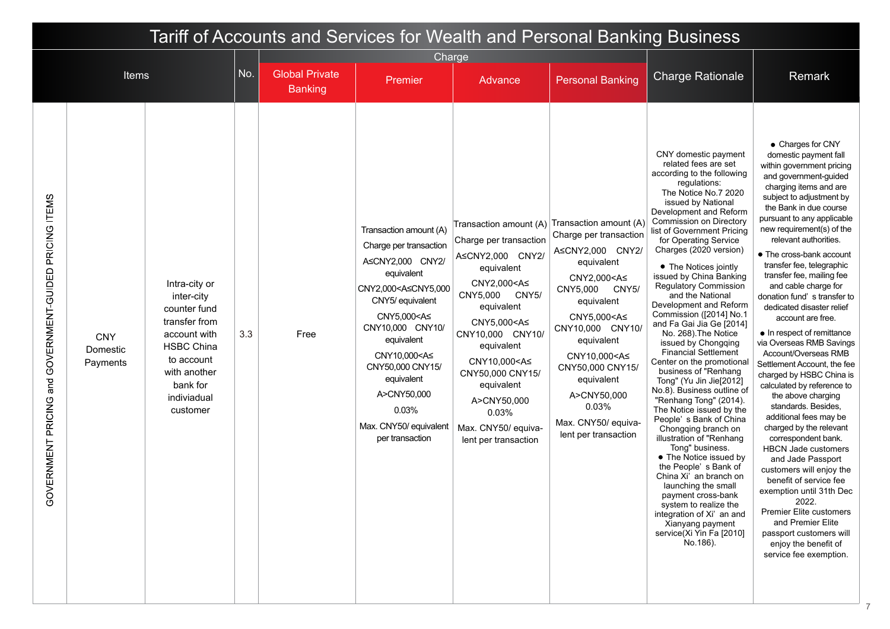# Tariff of Accounts and Services for Wealth and Personal Banking Business

| Items | | | No. | Charge | | | | Charge Rationale | Remark |
|---|---|---|---|---|---|---|---|---|---|
| | | | | Global Private Banking | Premier | Advance | Personal Banking | | |
| GOVERNMENT PRICING and GOVERNMENT-GUIDED PRICING ITEMS | CNY Domestic Payments | Intra-city or inter-city counter fund transfer from account with HSBC China to account with another bank for indiviadual customer | 3.3 | Free | Transaction amount (A) Charge per transaction<br>A≤CNY2,000 CNY2/ equivalent<br>CNY2,000<A≤CNY5,000 CNY5/ equivalent<br>CNY5,000<A≤ CNY10,000 CNY10/ equivalent<br>CNY10,000<A≤ CNY50,000 CNY15/ equivalent<br>A>CNY50,000 0.03%<br>Max. CNY50/ equivalent per transaction | Transaction amount (A) Charge per transaction<br>A≤CNY2,000 CNY2/ equivalent<br>CNY2,000<A≤ CNY5,000 CNY5/ equivalent<br>CNY5,000<A≤ CNY10,000 CNY10/ equivalent<br>CNY10,000<A≤ CNY50,000 CNY15/ equivalent<br>A>CNY50,000 0.03%<br>Max. CNY50/ equivalent per transaction | Transaction amount (A) Charge per transaction<br>A≤CNY2,000 CNY2/ equivalent<br>CNY2,000<A≤ CNY5,000 CNY5/ equivalent<br>CNY5,000<A≤ CNY10,000 CNY10/ equivalent<br>CNY10,000<A≤ CNY50,000 CNY15/ equivalent<br>A>CNY50,000 0.03%<br>Max. CNY50/ equivalent per transaction | CNY domestic payment related fees are set according to the following regulations:<br>The Notice No.7 2020 issued by National Development and Reform Commission on Directory list of Government Pricing for Operating Service Charges (2020 version)<br>● The Notices jointly issued by China Banking Regulatory Commission and the National Development and Reform Commission ([2014] No.1 and Fa Gai Jia Ge [2014] No. 268).The Notice issued by Chongqing Financial Settlement Center on the promotional business of "Renhang Tong" (Yu Jin Jie[2012] No.8). Business outline of "Renhang Tong" (2014). The Notice issued by the People' s Bank of China Chongqing branch on illustration of "Renhang Tong" business.<br>● The Notice issued by the People' s Bank of China Xi' an branch on launching the small payment cross-bank system to realize the integration of Xi' an and Xianyang payment service(Xi Yin Fa [2010] No.186). | ● Charges for CNY domestic payment fall within government pricing and government-guided charging items and are subject to adjustment by the Bank in due course pursuant to any applicable new requirement(s) of the relevant authorities.<br>● The cross-bank account transfer fee, telegraphic transfer fee, mailing fee and cable charge for donation fund' s transfer to dedicated disaster relief account are free.<br>● In respect of remittance via Overseas RMB Savings Account/Overseas RMB Settlement Account, the fee charged by HSBC China is calculated by reference to the above charging standards. Besides, additional fees may be charged by the relevant correspondent bank. HBCN Jade customers and Jade Passport customers will enjoy the benefit of service fee exemption until 31th Dec 2022.<br>Premier Elite customers and Premier Elite passport customers will enjoy the benefit of service fee exemption. |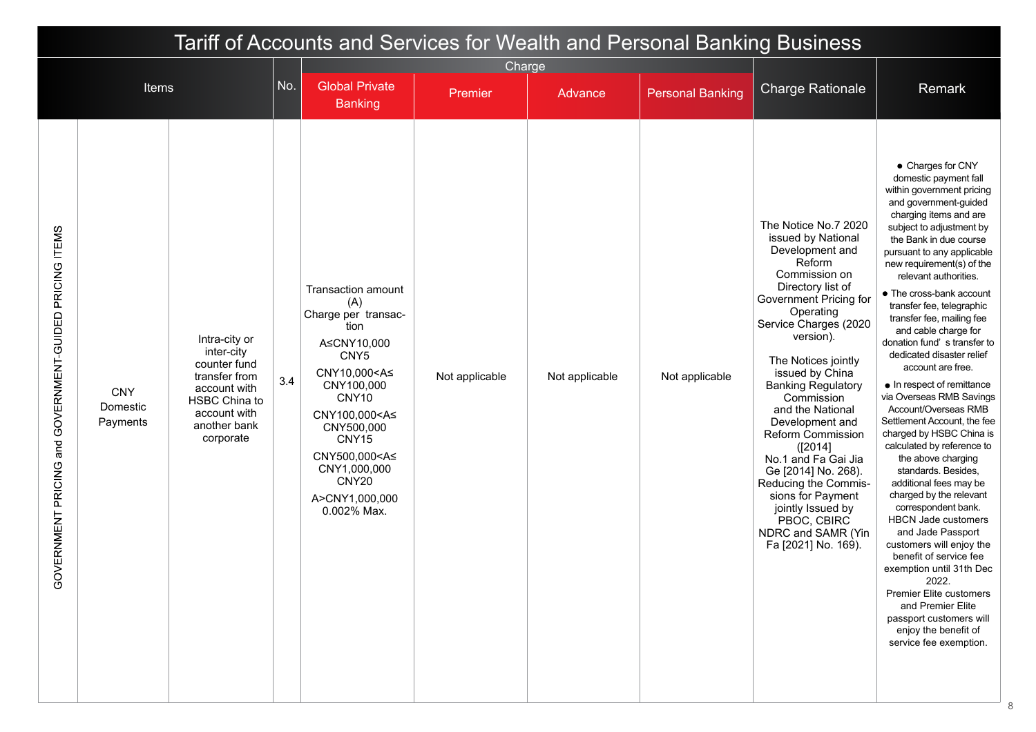# Tariff of Accounts and Services for Wealth and Personal Banking Business

| Items | | | No. | Charge | | | | Charge Rationale | Remark |
|---|---|---|---|---|---|---|---|---|---|
| | | | | Global Private Banking | Premier | Advance | Personal Banking | | |
| GOVERNMENT PRICING and GOVERNMENT-GUIDED PRICING ITEMS | CNY Domestic Payments | Intra-city or inter-city counter fund transfer from account with HSBC China to account with another bank corporate | 3.4 | Transaction amount (A) Charge per transaction<br>A≤CNY10,000 CNY5<br>CNY10,000<A≤ CNY100,000 CNY10<br>CNY100,000<A≤ CNY500,000 CNY15<br>CNY500,000<A≤ CNY1,000,000 CNY20<br>A>CNY1,000,000 0.002% Max. | Not applicable | Not applicable | Not applicable | The Notice No.7 2020 issued by National Development and Reform Commission on Directory list of Government Pricing for Operating Service Charges (2020 version).<br>The Notices jointly issued by China Banking Regulatory Commission and the National Development and Reform Commission ([2014] No.1 and Fa Gai Jia Ge [2014] No. 268).<br>Reducing the Commissions for Payment jointly Issued by PBOC, CBIRC NDRC and SAMR (Yin Fa [2021] No. 169). | ● Charges for CNY domestic payment fall within government pricing and government-guided charging items and are subject to adjustment by the Bank in due course pursuant to any applicable new requirement(s) of the relevant authorities.<br>● The cross-bank account transfer fee, telegraphic transfer fee, mailing fee and cable charge for donation fund's transfer to dedicated disaster relief account are free.<br>● In respect of remittance via Overseas RMB Savings Account/Overseas RMB Settlement Account, the fee charged by HSBC China is calculated by reference to the above charging standards. Besides, additional fees may be charged by the relevant correspondent bank. HBCN Jade customers and Jade Passport customers will enjoy the benefit of service fee exemption until 31th Dec 2022. Premier Elite customers and Premier Elite passport customers will enjoy the benefit of service fee exemption. |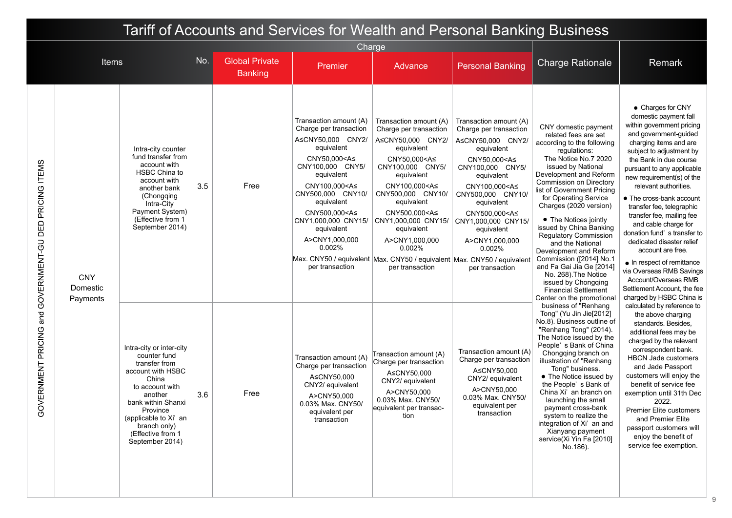# Tariff of Accounts and Services for Wealth and Personal Banking Business

| Items | | | No. | Charge: Global Private Banking | Charge: Premier | Charge: Advance | Charge: Personal Banking | Charge Rationale | Remark |
|---|---|---|---|---|---|---|---|---|---|
| GOVERNMENT PRICING and GOVERNMENT-GUIDED PRICING ITEMS | CNY Domestic Payments | Intra-city counter fund transfer from account with HSBC China to account with another bank (Chongqing Intra-City Payment System) (Effective from 1 September 2014) | 3.5 | Free | Transaction amount (A) Charge per transaction<br>A≤CNY50,000 CNY2/ equivalent<br>CNY50,000<A≤ CNY100,000 CNY5/ equivalent<br>CNY100,000<A≤ CNY500,000 CNY10/ equivalent<br>CNY500,000<A≤ CNY1,000,000 CNY15/ equivalent<br>A>CNY1,000,000 0.002%<br>Max. CNY50 / equivalent per transaction | Transaction amount (A) Charge per transaction<br>A≤CNY50,000 CNY2/ equivalent<br>CNY50,000<A≤ CNY100,000 CNY5/ equivalent<br>CNY100,000<A≤ CNY500,000 CNY10/ equivalent<br>CNY500,000<A≤ CNY1,000,000 CNY15/ equivalent<br>A>CNY1,000,000 0.002%<br>Max. CNY50 / equivalent per transaction | Transaction amount (A) Charge per transaction<br>A≤CNY50,000 CNY2/ equivalent<br>CNY50,000<A≤ CNY100,000 CNY5/ equivalent<br>CNY100,000<A≤ CNY500,000 CNY10/ equivalent<br>CNY500,000<A≤ CNY1,000,000 CNY15/ equivalent<br>A>CNY1,000,000 0.002%<br>Max. CNY50 / equivalent per transaction | CNY domestic payment related fees are set according to the following regulations:<br>The Notice No.7 2020 issued by National Development and Reform Commission on Directory list of Government Pricing for Operating Service Charges (2020 version)<br>● The Notices jointly issued by China Banking Regulatory Commission and the National Development and Reform Commission ([2014] No.1 and Fa Gai Jia Ge [2014] No. 268).The Notice issued by Chongqing Financial Settlement Center on the promotional business of "Renhang Tong" (Yu Jin Jie[2012] No.8). Business outline of "Renhang Tong" (2014). The Notice issued by the People's Bank of China Chongqing branch on illustration of "Renhang Tong" business.<br>● The Notice issued by the People's Bank of China Xi'an branch on launching the small payment cross-bank system to realize the integration of Xi'an and Xianyang payment service(Xi Yin Fa [2010] No.186). | ● Charges for CNY domestic payment fall within government pricing and government-guided charging items and are subject to adjustment by the Bank in due course pursuant to any applicable new requirement(s) of the relevant authorities.<br>● The cross-bank account transfer fee, telegraphic transfer fee, mailing fee and cable charge for donation fund's transfer to dedicated disaster relief account are free.<br>● In respect of remittance via Overseas RMB Savings Account/Overseas RMB Settlement Account, the fee charged by HSBC China is calculated by reference to the above charging standards. Besides, additional fees may be charged by the relevant correspondent bank.<br>HBCN Jade customers and Jade Passport customers will enjoy the benefit of service fee exemption until 31th Dec 2022.<br>Premier Elite customers and Premier Elite passport customers will enjoy the benefit of service fee exemption. |
| | | Intra-city or inter-city counter fund transfer from account with HSBC China to account with another bank within Shanxi Province (applicable to Xi'an branch only) (Effective from 1 September 2014) | 3.6 | Free | Transaction amount (A) Charge per transaction<br>A≤CNY50,000 CNY2/ equivalent<br>A>CNY50,000 0.03% Max. CNY50/ equivalent per transaction | Transaction amount (A) Charge per transaction<br>A≤CNY50,000 CNY2/ equivalent<br>A>CNY50,000 0.03% Max. CNY50/ equivalent per transaction | Transaction amount (A) Charge per transaction<br>A≤CNY50,000 CNY2/ equivalent<br>A>CNY50,000 0.03% Max. CNY50/ equivalent per transaction | | |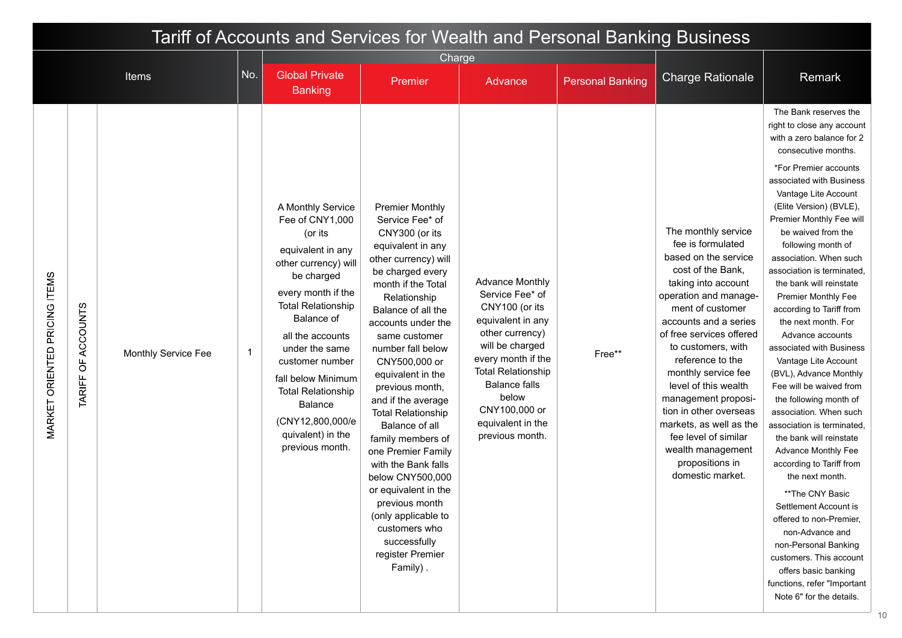# Tariff of Accounts and Services for Wealth and Personal Banking Business

| | | Items | No. | Charge | | | | Charge Rationale | Remark |
|---|---|---|---|---|---|---|---|---|---|
| | | | | Global Private Banking | Premier | Advance | Personal Banking | | |
| MARKET ORIENTED PRICING ITEMS | TARIFF OF ACCOUNTS | Monthly Service Fee | 1 | A Monthly Service Fee of CNY1,000 (or its equivalent in any other currency) will be charged every month if the Total Relationship Balance of all the accounts under the same customer number fall below Minimum Total Relationship Balance (CNY12,800,000/equivalent) in the previous month. | Premier Monthly Service Fee* of CNY300 (or its equivalent in any other currency) will be charged every month if the Total Relationship Balance of all the accounts under the same customer number fall below CNY500,000 or equivalent in the previous month, and if the average Total Relationship Balance of all family members of one Premier Family with the Bank falls below CNY500,000 or equivalent in the previous month (only applicable to customers who successfully register Premier Family) . | Advance Monthly Service Fee* of CNY100 (or its equivalent in any other currency) will be charged every month if the Total Relationship Balance falls below CNY100,000 or equivalent in the previous month. | Free** | The monthly service fee is formulated based on the service cost of the Bank, taking into account operation and management of customer accounts and a series of free services offered to customers, with reference to the monthly service fee level of this wealth management proposition in other overseas markets, as well as the fee level of similar wealth management propositions in domestic market. | The Bank reserves the right to close any account with a zero balance for 2 consecutive months. *For Premier accounts associated with Business Vantage Lite Account (Elite Version) (BVLE), Premier Monthly Fee will be waived from the following month of association. When such association is terminated, the bank will reinstate Premier Monthly Fee according to Tariff from the next month. For Advance accounts associated with Business Vantage Lite Account (BVL), Advance Monthly Fee will be waived from the following month of association. When such association is terminated, the bank will reinstate Advance Monthly Fee according to Tariff from the next month. **The CNY Basic Settlement Account is offered to non-Premier, non-Advance and non-Personal Banking customers. This account offers basic banking functions, refer "Important Note 6" for the details. |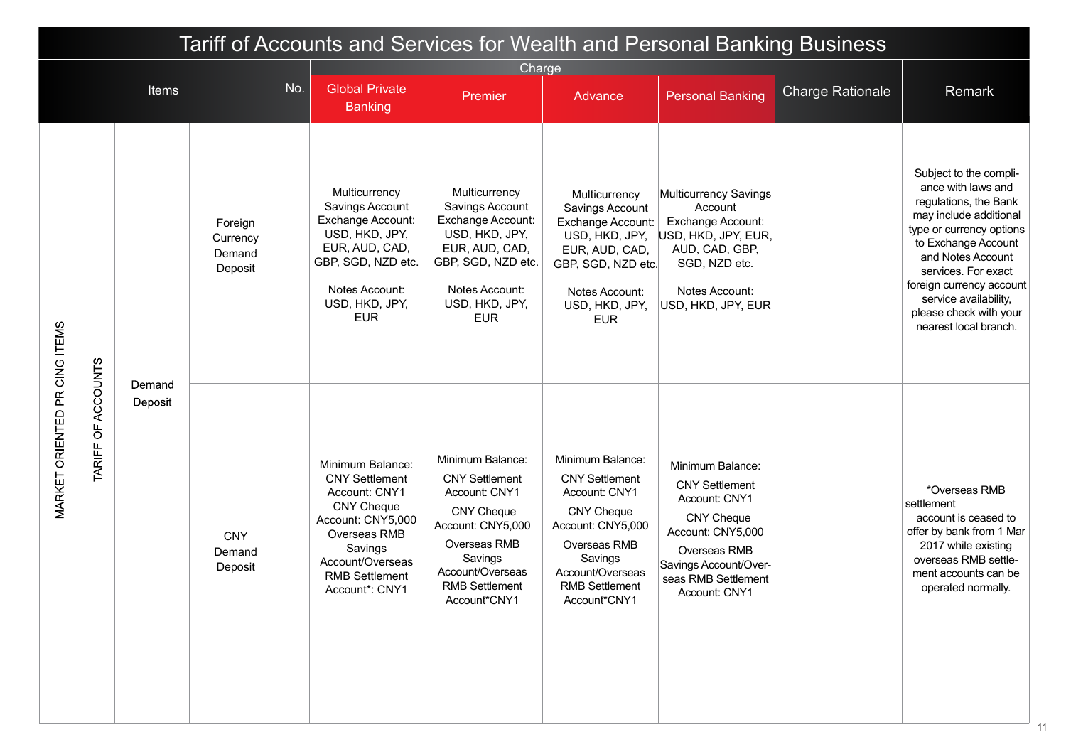# Tariff of Accounts and Services for Wealth and Personal Banking Business

| Items | | | | No. | Charge | | | | Charge Rationale | Remark |
|---|---|---|---|---|---|---|---|---|---|---|
| | | | | | Global Private Banking | Premier | Advance | Personal Banking | | |
| MARKET ORIENTED PRICING ITEMS | TARIFF OF ACCOUNTS | Demand Deposit | Foreign Currency Demand Deposit | | Multicurrency Savings Account Exchange Account: USD, HKD, JPY, EUR, AUD, CAD, GBP, SGD, NZD etc.<br><br>Notes Account: USD, HKD, JPY, EUR | Multicurrency Savings Account Exchange Account: USD, HKD, JPY, EUR, AUD, CAD, GBP, SGD, NZD etc.<br><br>Notes Account: USD, HKD, JPY, EUR | Multicurrency Savings Account Exchange Account: USD, HKD, JPY, EUR, AUD, CAD, GBP, SGD, NZD etc.<br><br>Notes Account: USD, HKD, JPY, EUR | Multicurrency Savings Account Exchange Account: USD, HKD, JPY, EUR, AUD, CAD, GBP, SGD, NZD etc.<br><br>Notes Account: USD, HKD, JPY, EUR | | Subject to the compliance with laws and regulations, the Bank may include additional type or currency options to Exchange Account and Notes Account services. For exact foreign currency account service availability, please check with your nearest local branch. |
| | | | CNY Demand Deposit | | Minimum Balance: CNY Settlement Account: CNY1 CNY Cheque Account: CNY5,000 Overseas RMB Savings Account/Overseas RMB Settlement Account*: CNY1 | Minimum Balance:<br>CNY Settlement Account: CNY1<br>CNY Cheque Account: CNY5,000<br>Overseas RMB Savings Account/Overseas RMB Settlement Account*CNY1 | Minimum Balance:<br>CNY Settlement Account: CNY1<br>CNY Cheque Account: CNY5,000<br>Overseas RMB Savings Account/Overseas RMB Settlement Account*CNY1 | Minimum Balance:<br>CNY Settlement Account: CNY1<br>CNY Cheque Account: CNY5,000<br>Overseas RMB Savings Account/Overseas RMB Settlement Account: CNY1 | | *Overseas RMB settlement account is ceased to offer by bank from 1 Mar 2017 while existing overseas RMB settlement accounts can be operated normally. |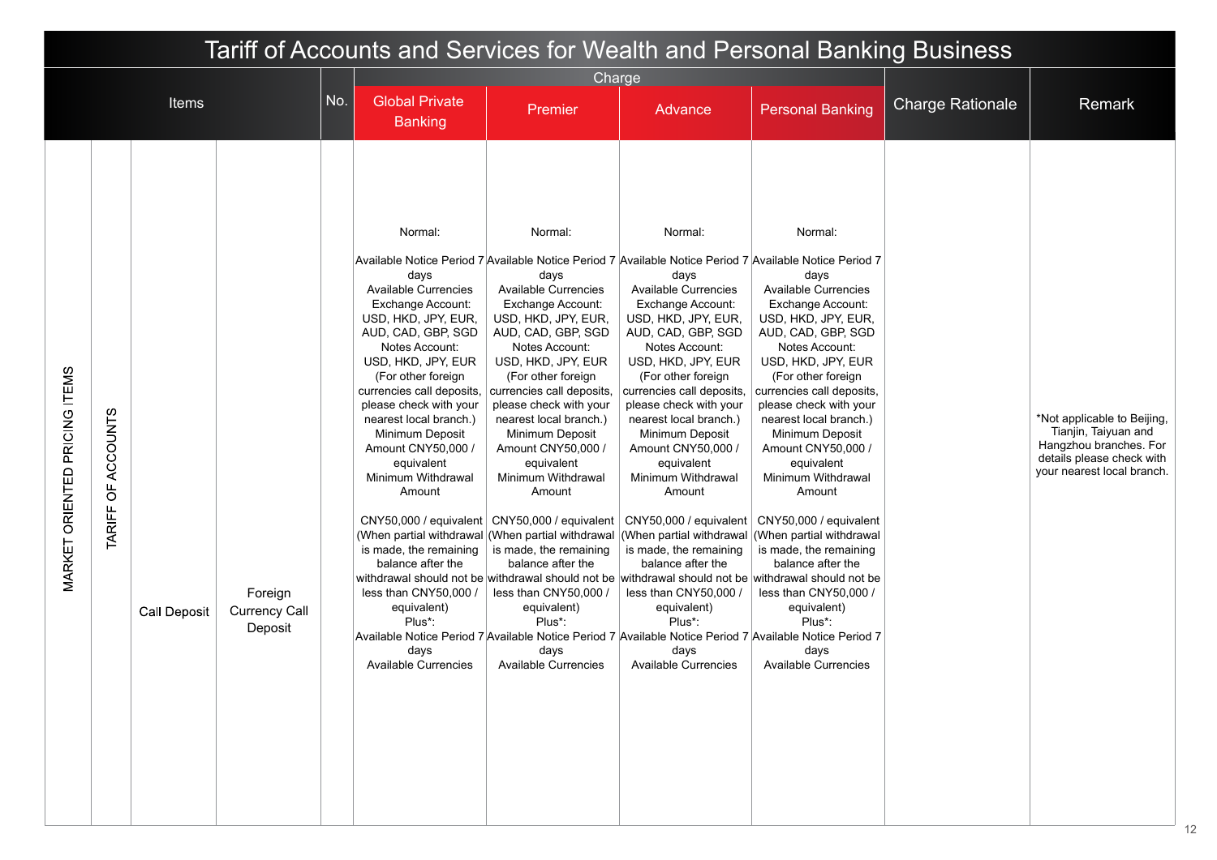# Tariff of Accounts and Services for Wealth and Personal Banking Business

| Items | | | | No. | Charge | | | | Charge Rationale | Remark |
|---|---|---|---|---|---|---|---|---|---|---|
| | | | | | Global Private Banking | Premier | Advance | Personal Banking | | |
| MARKET ORIENTED PRICING ITEMS | TARIFF OF ACCOUNTS | Call Deposit | Foreign Currency Call Deposit | | Normal:<br><br>Available Notice Period 7 days<br>Available Currencies<br>Exchange Account:<br>USD, HKD, JPY, EUR, AUD, CAD, GBP, SGD<br>Notes Account:<br>USD, HKD, JPY, EUR<br>(For other foreign currencies call deposits, please check with your nearest local branch.)<br>Minimum Deposit Amount CNY50,000 / equivalent<br>Minimum Withdrawal Amount<br><br>CNY50,000 / equivalent<br>(When partial withdrawal is made, the remaining balance after the withdrawal should not be less than CNY50,000 / equivalent)<br>Plus*:<br>Available Notice Period 7 days<br>Available Currencies | Normal:<br><br>Available Notice Period 7 days<br>Available Currencies<br>Exchange Account:<br>USD, HKD, JPY, EUR, AUD, CAD, GBP, SGD<br>Notes Account:<br>USD, HKD, JPY, EUR<br>(For other foreign currencies call deposits, please check with your nearest local branch.)<br>Minimum Deposit Amount CNY50,000 / equivalent<br>Minimum Withdrawal Amount<br><br>CNY50,000 / equivalent<br>(When partial withdrawal is made, the remaining balance after the withdrawal should not be less than CNY50,000 / equivalent)<br>Plus*:<br>Available Notice Period 7 days<br>Available Currencies | Normal:<br><br>Available Notice Period 7 days<br>Available Currencies<br>Exchange Account:<br>USD, HKD, JPY, EUR, AUD, CAD, GBP, SGD<br>Notes Account:<br>USD, HKD, JPY, EUR<br>(For other foreign currencies call deposits, please check with your nearest local branch.)<br>Minimum Deposit Amount CNY50,000 / equivalent<br>Minimum Withdrawal Amount<br><br>CNY50,000 / equivalent<br>(When partial withdrawal is made, the remaining balance after the withdrawal should not be less than CNY50,000 / equivalent)<br>Plus*:<br>Available Notice Period 7 days<br>Available Currencies | Normal:<br><br>Available Notice Period 7 days<br>Available Currencies<br>Exchange Account:<br>USD, HKD, JPY, EUR, AUD, CAD, GBP, SGD<br>Notes Account:<br>USD, HKD, JPY, EUR<br>(For other foreign currencies call deposits, please check with your nearest local branch.)<br>Minimum Deposit Amount CNY50,000 / equivalent<br>Minimum Withdrawal Amount<br><br>CNY50,000 / equivalent<br>(When partial withdrawal is made, the remaining balance after the withdrawal should not be less than CNY50,000 / equivalent)<br>Plus*:<br>Available Notice Period 7 days<br>Available Currencies | | *Not applicable to Beijing, Tianjin, Taiyuan and Hangzhou branches. For details please check with your nearest local branch. |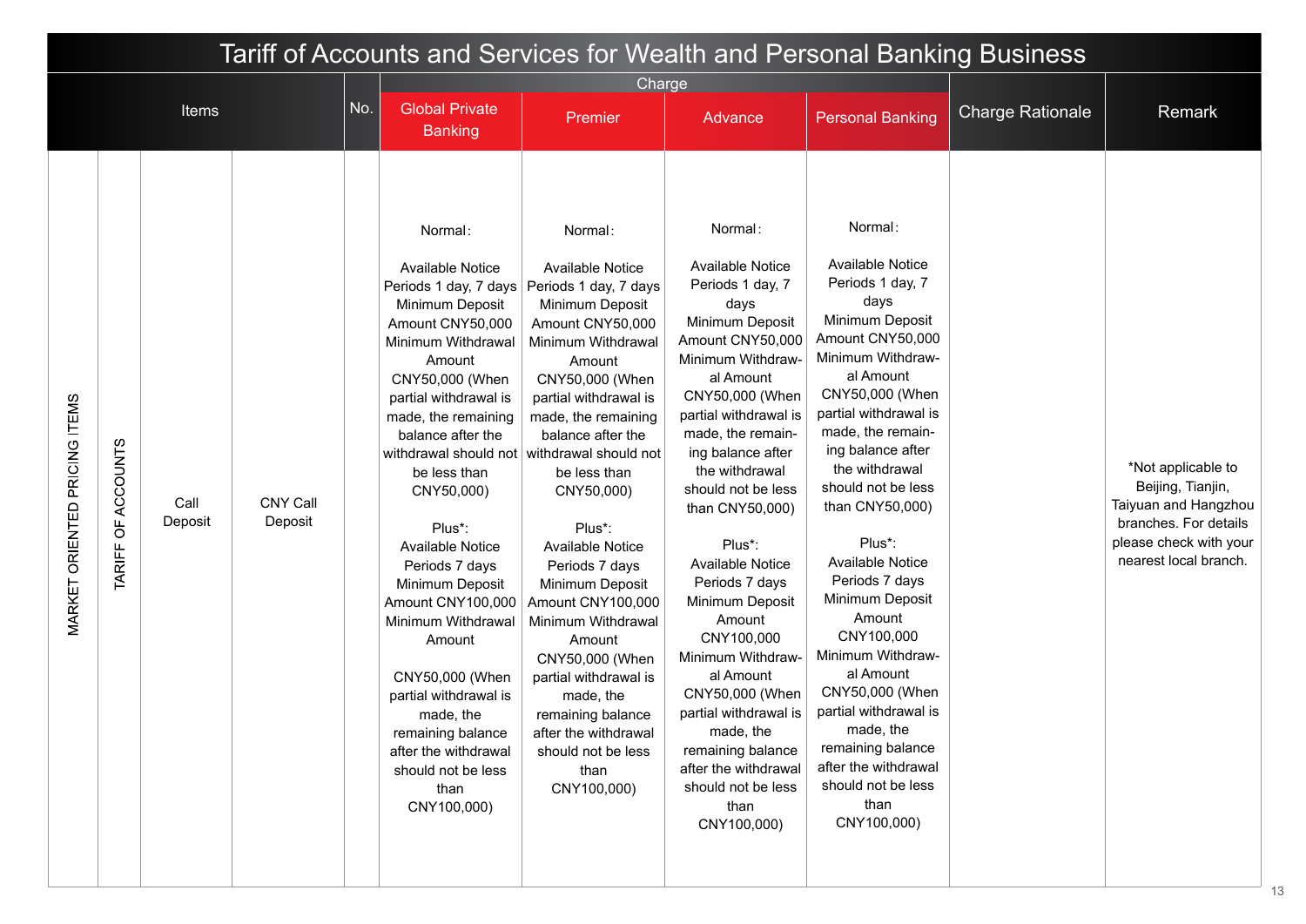# Tariff of Accounts and Services for Wealth and Personal Banking Business

| Items | | | | No. | Charge | | | | Charge Rationale | Remark |
|---|---|---|---|---|---|---|---|---|---|---|
| | | | | | Global Private Banking | Premier | Advance | Personal Banking | | |
| MARKET ORIENTED PRICING ITEMS | TARIFF OF ACCOUNTS | Call Deposit | CNY Call Deposit | | Normal:<br><br>Available Notice Periods 1 day, 7 days Minimum Deposit Amount CNY50,000 Minimum Withdrawal Amount CNY50,000 (When partial withdrawal is made, the remaining balance after the withdrawal should not be less than CNY50,000)<br><br>Plus*:<br>Available Notice Periods 7 days Minimum Deposit Amount CNY100,000 Minimum Withdrawal Amount<br><br>CNY50,000 (When partial withdrawal is made, the remaining balance after the withdrawal should not be less than CNY100,000) | Normal:<br><br>Available Notice Periods 1 day, 7 days Minimum Deposit Amount CNY50,000 Minimum Withdrawal Amount CNY50,000 (When partial withdrawal is made, the remaining balance after the withdrawal should not be less than CNY50,000)<br><br>Plus*:<br>Available Notice Periods 7 days Minimum Deposit Amount CNY100,000 Minimum Withdrawal Amount CNY50,000 (When partial withdrawal is made, the remaining balance after the withdrawal should not be less than CNY100,000) | Normal:<br><br>Available Notice Periods 1 day, 7 days Minimum Deposit Amount CNY50,000 Minimum Withdrawal Amount CNY50,000 (When partial withdrawal is made, the remaining balance after the withdrawal should not be less than CNY50,000)<br><br>Plus*:<br>Available Notice Periods 7 days Minimum Deposit Amount CNY100,000 Minimum Withdrawal Amount CNY50,000 (When partial withdrawal is made, the remaining balance after the withdrawal should not be less than CNY100,000) | Normal:<br><br>Available Notice Periods 1 day, 7 days Minimum Deposit Amount CNY50,000 Minimum Withdrawal Amount CNY50,000 (When partial withdrawal is made, the remaining balance after the withdrawal should not be less than CNY50,000)<br><br>Plus*:<br>Available Notice Periods 7 days Minimum Deposit Amount CNY100,000 Minimum Withdrawal Amount CNY50,000 (When partial withdrawal is made, the remaining balance after the withdrawal should not be less than CNY100,000) | | *Not applicable to Beijing, Tianjin, Taiyuan and Hangzhou branches. For details please check with your nearest local branch. |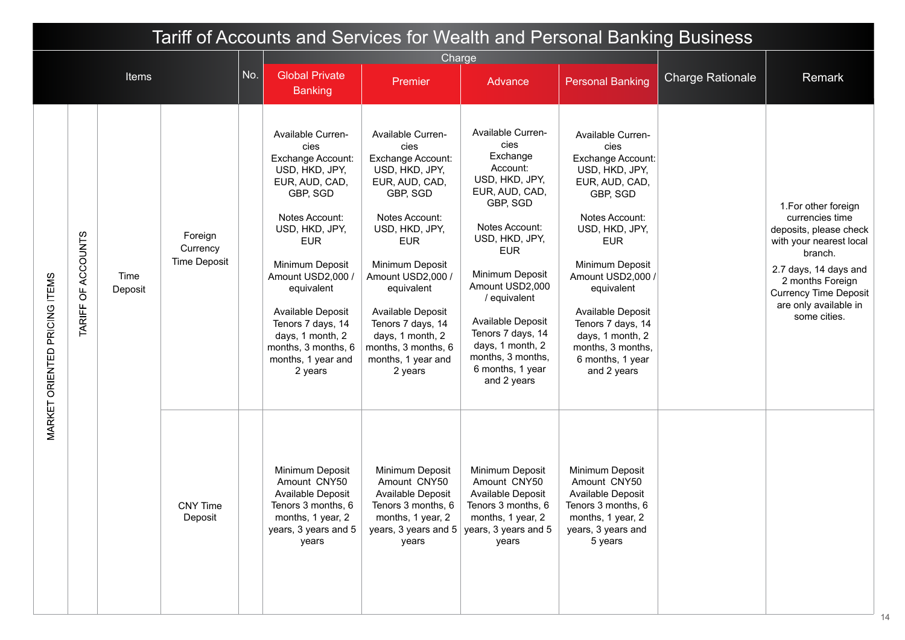# Tariff of Accounts and Services for Wealth and Personal Banking Business

| Items | | | | No. | Charge | | | | Charge Rationale | Remark |
|---|---|---|---|---|---|---|---|---|---|---|
| | | | | | Global Private Banking | Premier | Advance | Personal Banking | | |
| MARKET ORIENTED PRICING ITEMS | TARIFF OF ACCOUNTS | Time Deposit | Foreign Currency Time Deposit | | Available Currencies<br>Exchange Account: USD, HKD, JPY, EUR, AUD, CAD, GBP, SGD<br><br>Notes Account: USD, HKD, JPY, EUR<br><br>Minimum Deposit Amount USD2,000 / equivalent<br><br>Available Deposit Tenors 7 days, 14 days, 1 month, 2 months, 3 months, 6 months, 1 year and 2 years | Available Currencies<br>Exchange Account: USD, HKD, JPY, EUR, AUD, CAD, GBP, SGD<br><br>Notes Account: USD, HKD, JPY, EUR<br><br>Minimum Deposit Amount USD2,000 / equivalent<br><br>Available Deposit Tenors 7 days, 14 days, 1 month, 2 months, 3 months, 6 months, 1 year and 2 years | Available Currencies<br>Exchange Account: USD, HKD, JPY, EUR, AUD, CAD, GBP, SGD<br><br>Notes Account: USD, HKD, JPY, EUR<br><br>Minimum Deposit Amount USD2,000 / equivalent<br><br>Available Deposit Tenors 7 days, 14 days, 1 month, 2 months, 3 months, 6 months, 1 year and 2 years | Available Currencies<br>Exchange Account: USD, HKD, JPY, EUR, AUD, CAD, GBP, SGD<br><br>Notes Account: USD, HKD, JPY, EUR<br><br>Minimum Deposit Amount USD2,000 / equivalent<br><br>Available Deposit Tenors 7 days, 14 days, 1 month, 2 months, 3 months, 6 months, 1 year and 2 years | | 1.For other foreign currencies time deposits, please check with your nearest local branch.<br>2.7 days, 14 days and 2 months Foreign Currency Time Deposit are only available in some cities. |
| | | | CNY Time Deposit | | Minimum Deposit Amount CNY50<br>Available Deposit Tenors 3 months, 6 months, 1 year, 2 years, 3 years and 5 years | Minimum Deposit Amount CNY50<br>Available Deposit Tenors 3 months, 6 months, 1 year, 2 years, 3 years and 5 years | Minimum Deposit Amount CNY50<br>Available Deposit Tenors 3 months, 6 months, 1 year, 2 years, 3 years and 5 years | Minimum Deposit Amount CNY50<br>Available Deposit Tenors 3 months, 6 months, 1 year, 2 years, 3 years and 5 years | | |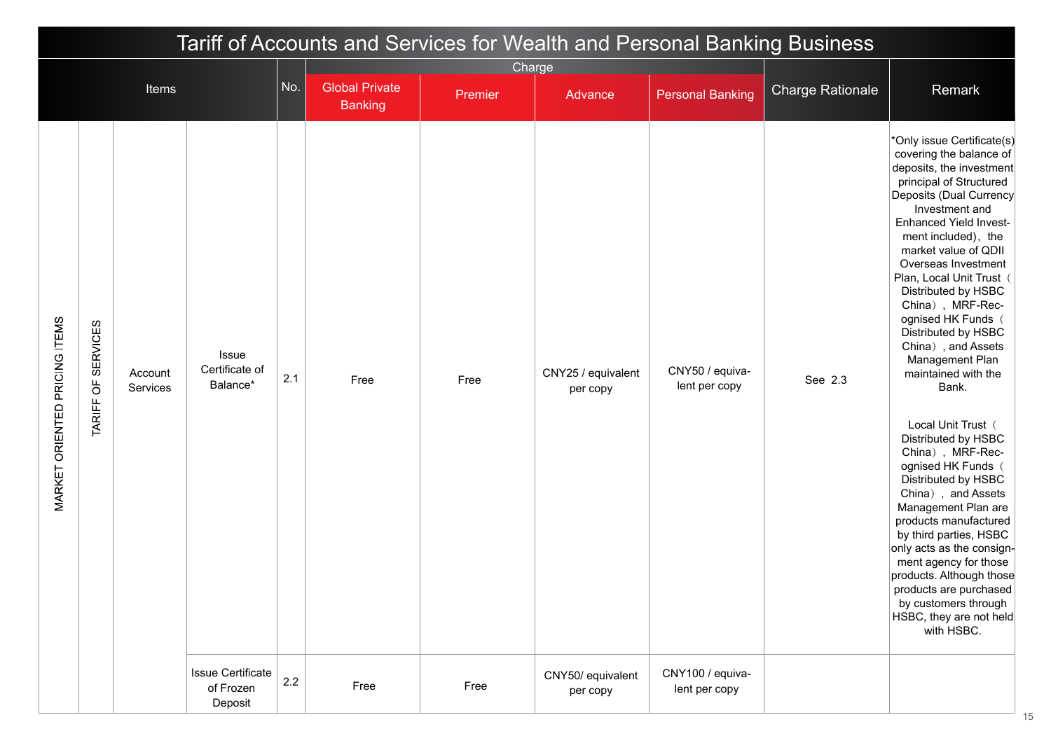# Tariff of Accounts and Services for Wealth and Personal Banking Business

| Items | | | | No. | Charge | | | | Charge Rationale | Remark |
|---|---|---|---|---|---|---|---|---|---|---|
| | | | | | Global Private Banking | Premier | Advance | Personal Banking | | |
| MARKET ORIENTED PRICING ITEMS | TARIFF OF SERVICES | Account Services | Issue Certificate of Balance* | 2.1 | Free | Free | CNY25 / equivalent per copy | CNY50 / equivalent per copy | See 2.3 | *Only issue Certificate(s) covering the balance of deposits, the investment principal of Structured Deposits (Dual Currency Investment and Enhanced Yield Investment included)，the market value of QDII Overseas Investment Plan, Local Unit Trust（Distributed by HSBC China），MRF-Recognised HK Funds（Distributed by HSBC China），and Assets Management Plan maintained with the Bank.<br><br>Local Unit Trust（Distributed by HSBC China），MRF-Recognised HK Funds（Distributed by HSBC China），and Assets Management Plan are products manufactured by third parties, HSBC only acts as the consignment agency for those products. Although those products are purchased by customers through HSBC, they are not held with HSBC. |
| | | | Issue Certificate of Frozen Deposit | 2.2 | Free | Free | CNY50/ equivalent per copy | CNY100 / equivalent per copy | | |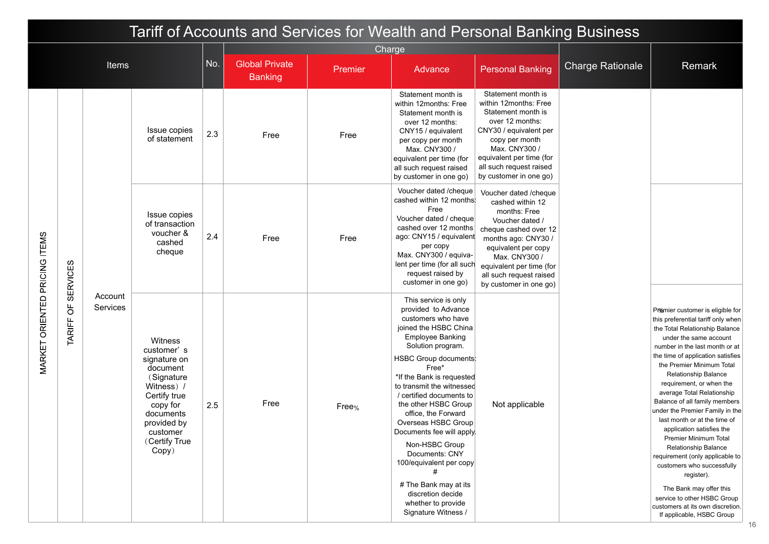# Tariff of Accounts and Services for Wealth and Personal Banking Business

| Items | | | | No. | Charge: Global Private Banking | Charge: Premier | Charge: Advance | Charge: Personal Banking | Charge Rationale | Remark |
|---|---|---|---|---|---|---|---|---|---|---|
| MARKET ORIENTED PRICING ITEMS | TARIFF OF SERVICES | Account Services | Issue copies of statement | 2.3 | Free | Free | Statement month is within 12months: Free<br>Statement month is over 12 months: CNY15 / equivalent per copy per month<br>Max. CNY300 / equivalent per time (for all such request raised by customer in one go) | Statement month is within 12months: Free<br>Statement month is over 12 months: CNY30 / equivalent per copy per month<br>Max. CNY300 / equivalent per time (for all such request raised by customer in one go) | | |
| | | | Issue copies of transaction voucher & cashed cheque | 2.4 | Free | Free | Voucher dated /cheque cashed within 12 months: Free<br>Voucher dated / cheque cashed over 12 months ago: CNY15 / equivalent per copy<br>Max. CNY300 / equivalent per time (for all such request raised by customer in one go) | Voucher dated /cheque cashed within 12 months: Free<br>Voucher dated / cheque cashed over 12 months ago: CNY30 / equivalent per copy<br>Max. CNY300 / equivalent per time (for all such request raised by customer in one go) | | |
| | | | Witness customer's signature on document（Signature Witness）/ Certify true copy for documents provided by customer（Certify True Copy） | 2.5 | Free | Free% | This service is only provided to Advance customers who have joined the HSBC China Employee Banking Solution program.<br>HSBC Group documents: Free*<br>*If the Bank is requested to transmit the witnessed / certified documents to the other HSBC Group office, the Forward Overseas HSBC Group Documents fee will apply.<br>Non-HSBC Group Documents: CNY 100/equivalent per copy #<br># The Bank may at its discretion decide whether to provide Signature Witness / | Not applicable | | %Premier customer is eligible for this preferential tariff only when the Total Relationship Balance under the same account number in the last month or at the time of application satisfies the Premier Minimum Total Relationship Balance requirement, or when the average Total Relationship Balance of all family members under the Premier Family in the last month or at the time of application satisfies the Premier Minimum Total Relationship Balance requirement (only applicable to customers who successfully register).<br>The Bank may offer this service to other HSBC Group customers at its own discretion. If applicable, HSBC Group |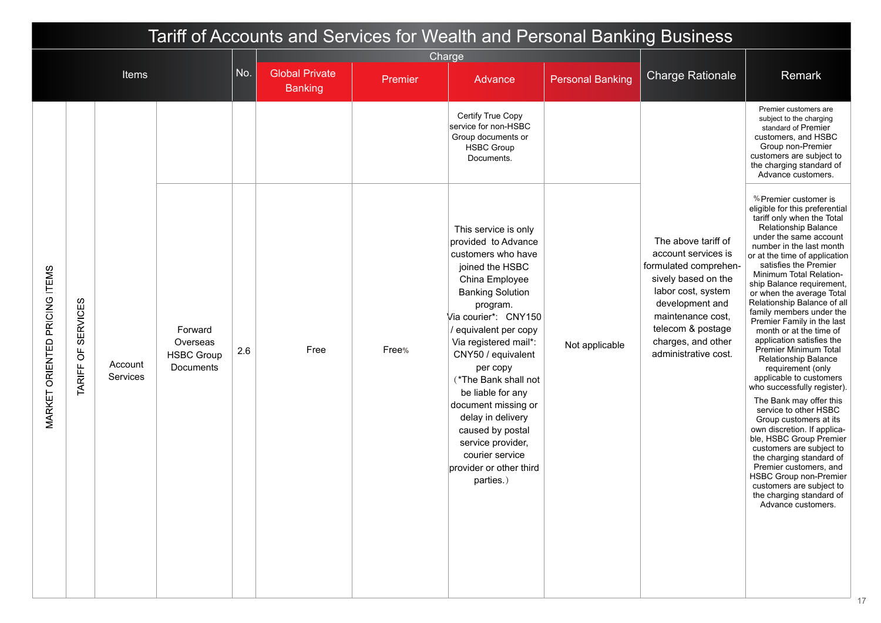# Tariff of Accounts and Services for Wealth and Personal Banking Business

| Items | | | | No. | Charge | | | | Charge Rationale | Remark |
|---|---|---|---|---|---|---|---|---|---|---|
| | | | | | Global Private Banking | Premier | Advance | Personal Banking | | |
| MARKET ORIENTED PRICING ITEMS | TARIFF OF SERVICES | Account Services | | | | | Certify True Copy service for non-HSBC Group documents or HSBC Group Documents. | | The above tariff of account services is formulated comprehensively based on the labor cost, system development and maintenance cost, telecom & postage charges, and other administrative cost. | Premier customers are subject to the charging standard of Premier customers, and HSBC Group non-Premier customers are subject to the charging standard of Advance customers. |
| | | | Forward Overseas HSBC Group Documents | 2.6 | Free | Free% | This service is only provided to Advance customers who have joined the HSBC China Employee Banking Solution program.<br>Via courier*: CNY150 / equivalent per copy<br>Via registered mail*: CNY50 / equivalent per copy<br>（*The Bank shall not be liable for any document missing or delay in delivery caused by postal service provider, courier service provider or other third parties.） | Not applicable | | %Premier customer is eligible for this preferential tariff only when the Total Relationship Balance under the same account number in the last month or at the time of application satisfies the Premier Minimum Total Relationship Balance requirement, or when the average Total Relationship Balance of all family members under the Premier Family in the last month or at the time of application satisfies the Premier Minimum Total Relationship Balance requirement (only applicable to customers who successfully register).<br>The Bank may offer this service to other HSBC Group customers at its own discretion. If applicable, HSBC Group Premier customers are subject to the charging standard of Premier customers, and HSBC Group non-Premier customers are subject to the charging standard of Advance customers. |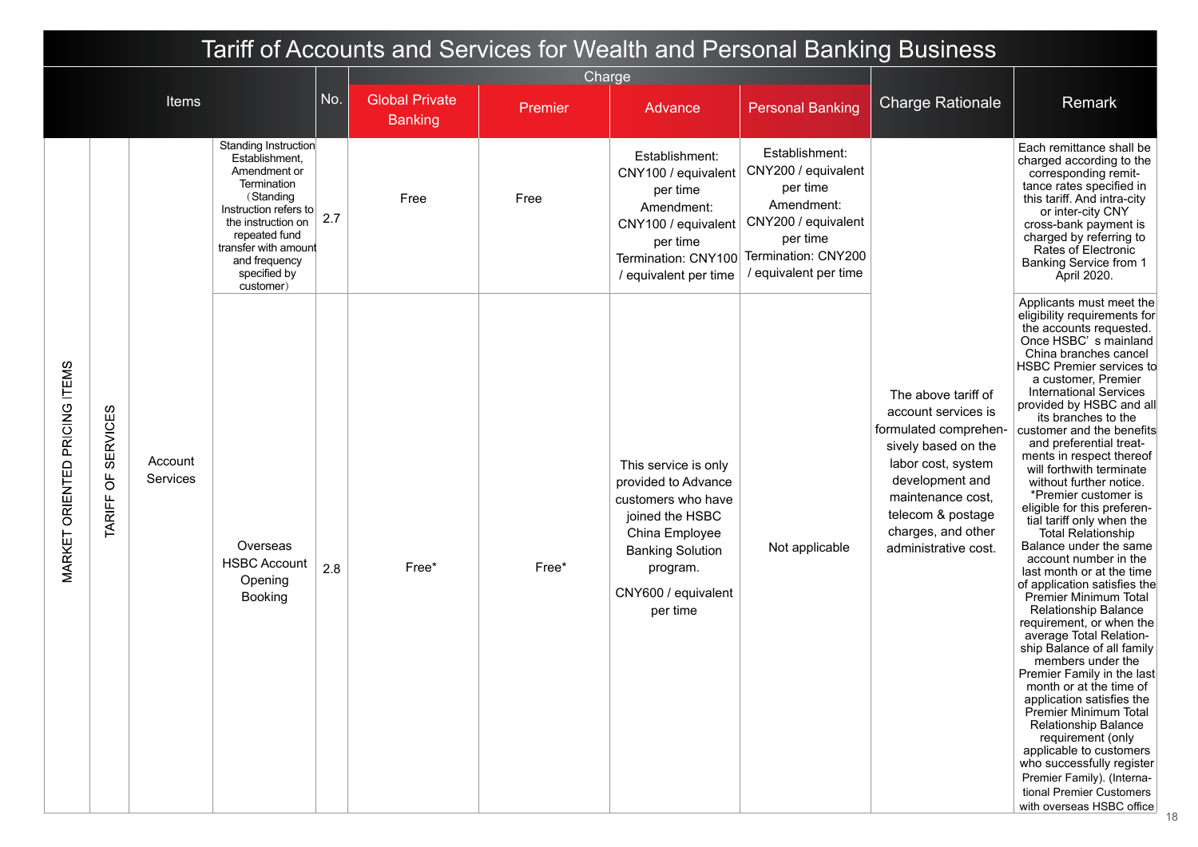# Tariff of Accounts and Services for Wealth and Personal Banking Business

| Items | | | | No. | Charge | | | | Charge Rationale | Remark |
|---|---|---|---|---|---|---|---|---|---|---|
| | | | | | Global Private Banking | Premier | Advance | Personal Banking | | |
| MARKET ORIENTED PRICING ITEMS | TARIFF OF SERVICES | Account Services | Standing Instruction Establishment, Amendment or Termination（Standing Instruction refers to the instruction on repeated fund transfer with amount and frequency specified by customer） | 2.7 | Free | Free | Establishment: CNY100 / equivalent per time Amendment: CNY100 / equivalent per time Termination: CNY100 / equivalent per time | Establishment: CNY200 / equivalent per time Amendment: CNY200 / equivalent per time Termination: CNY200 / equivalent per time | The above tariff of account services is formulated comprehensively based on the labor cost, system development and maintenance cost, telecom & postage charges, and other administrative cost. | Each remittance shall be charged according to the corresponding remittance rates specified in this tariff. And intra-city or inter-city CNY cross-bank payment is charged by referring to Rates of Electronic Banking Service from 1 April 2020. |
| | | | Overseas HSBC Account Opening Booking | 2.8 | Free* | Free* | This service is only provided to Advance customers who have joined the HSBC China Employee Banking Solution program. CNY600 / equivalent per time | Not applicable | | Applicants must meet the eligibility requirements for the accounts requested. Once HSBC' s mainland China branches cancel HSBC Premier services to a customer, Premier International Services provided by HSBC and all its branches to the customer and the benefits and preferential treatments in respect thereof will forthwith terminate without further notice. *Premier customer is eligible for this preferential tariff only when the Total Relationship Balance under the same account number in the last month or at the time of application satisfies the Premier Minimum Total Relationship Balance requirement, or when the average Total Relationship Balance of all family members under the Premier Family in the last month or at the time of application satisfies the Premier Minimum Total Relationship Balance requirement (only applicable to customers who successfully register Premier Family). (International Premier Customers with overseas HSBC office |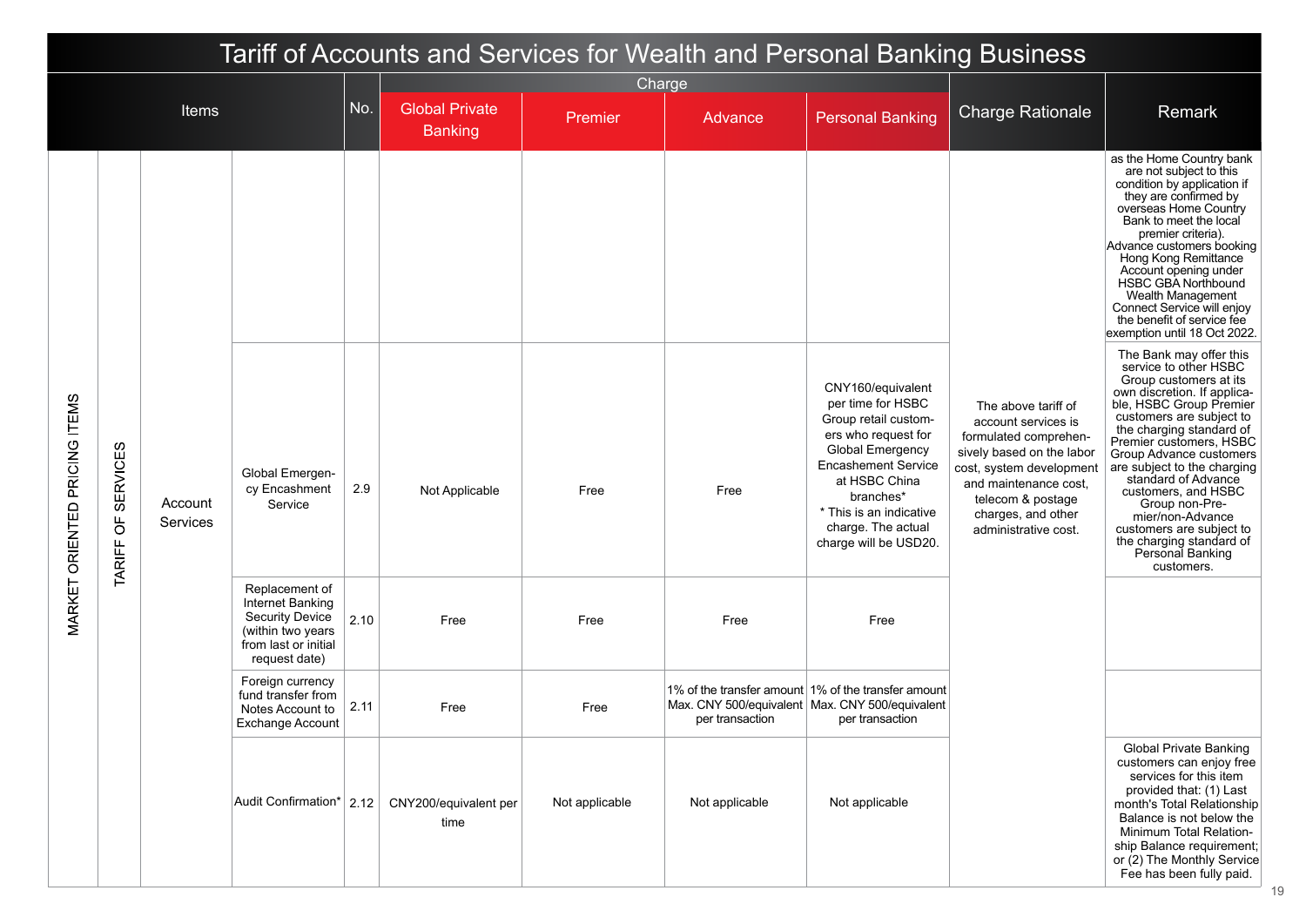# Tariff of Accounts and Services for Wealth and Personal Banking Business

| Items | | | | No. | Charge | | | | Charge Rationale | Remark |
|---|---|---|---|---|---|---|---|---|---|---|
| | | | | | Global Private Banking | Premier | Advance | Personal Banking | | |
| MARKET ORIENTED PRICING ITEMS | TARIFF OF SERVICES | Account Services | | | | | | | The above tariff of account services is formulated comprehensively based on the labor cost, system development and maintenance cost, telecom & postage charges, and other administrative cost. | as the Home Country bank are not subject to this condition by application if they are confirmed by overseas Home Country Bank to meet the local premier criteria). Advance customers booking Hong Kong Remittance Account opening under HSBC GBA Northbound Wealth Management Connect Service will enjoy the benefit of service fee exemption until 18 Oct 2022. |
| | | | Global Emergency Encashment Service | 2.9 | Not Applicable | Free | Free | CNY160/equivalent per time for HSBC Group retail customers who request for Global Emergency Encashment Service at HSBC China branches* <br>* This is an indicative charge. The actual charge will be USD20. | | The Bank may offer this service to other HSBC Group customers at its own discretion. If applicable, HSBC Group Premier customers are subject to the charging standard of Premier customers, HSBC Group Advance customers are subject to the charging standard of Advance customers, and HSBC Group non-Premier/non-Advance customers are subject to the charging standard of Personal Banking customers. |
| | | | Replacement of Internet Banking Security Device (within two years from last or initial request date) | 2.10 | Free | Free | Free | Free | | |
| | | | Foreign currency fund transfer from Notes Account to Exchange Account | 2.11 | Free | Free | 1% of the transfer amount Max. CNY 500/equivalent per transaction | 1% of the transfer amount Max. CNY 500/equivalent per transaction | | |
| | | | Audit Confirmation* | 2.12 | CNY200/equivalent per time | Not applicable | Not applicable | Not applicable | | Global Private Banking customers can enjoy free services for this item provided that: (1) Last month's Total Relationship Balance is not below the Minimum Total Relationship Balance requirement; or (2) The Monthly Service Fee has been fully paid. |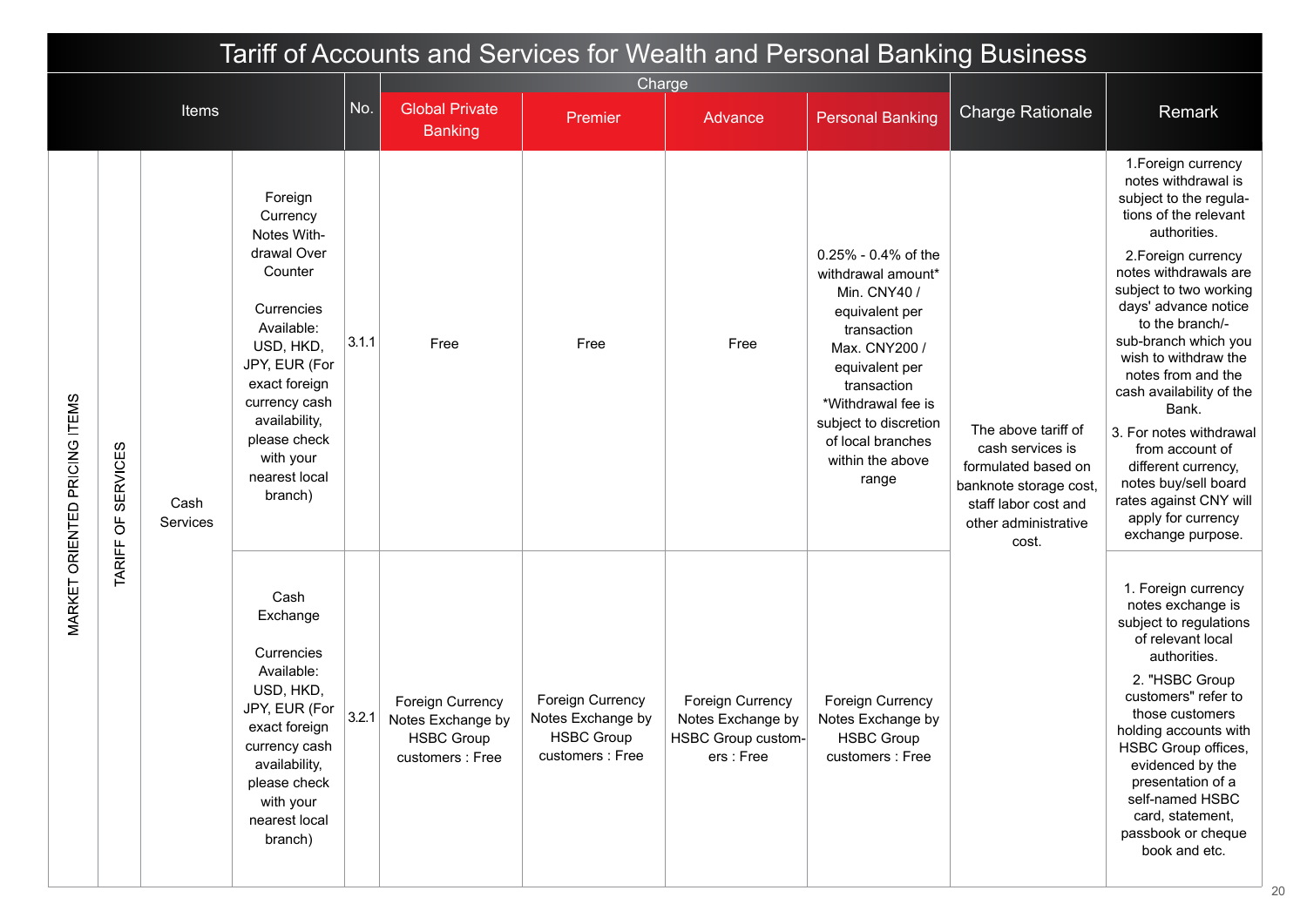# Tariff of Accounts and Services for Wealth and Personal Banking Business

| Items | | | | No. | Charge | | | | Charge Rationale | Remark |
|---|---|---|---|---|---|---|---|---|---|---|
| | | | | | Global Private Banking | Premier | Advance | Personal Banking | | |
| MARKET ORIENTED PRICING ITEMS | TARIFF OF SERVICES | Cash Services | Foreign Currency Notes Withdrawal Over Counter<br><br>Currencies Available: USD, HKD, JPY, EUR (For exact foreign currency cash availability, please check with your nearest local branch) | 3.1.1 | Free | Free | Free | 0.25% - 0.4% of the withdrawal amount* Min. CNY40 / equivalent per transaction Max. CNY200 / equivalent per transaction *Withdrawal fee is subject to discretion of local branches within the above range | The above tariff of cash services is formulated based on banknote storage cost, staff labor cost and other administrative cost. | 1.Foreign currency notes withdrawal is subject to the regulations of the relevant authorities.<br>2.Foreign currency notes withdrawals are subject to two working days' advance notice to the branch/-sub-branch which you wish to withdraw the notes from and the cash availability of the Bank.<br>3. For notes withdrawal from account of different currency, notes buy/sell board rates against CNY will apply for currency exchange purpose. |
| | | | Cash Exchange<br><br>Currencies Available: USD, HKD, JPY, EUR (For exact foreign currency cash availability, please check with your nearest local branch) | 3.2.1 | Foreign Currency Notes Exchange by HSBC Group customers : Free | Foreign Currency Notes Exchange by HSBC Group customers : Free | Foreign Currency Notes Exchange by HSBC Group customers : Free | Foreign Currency Notes Exchange by HSBC Group customers : Free | | 1. Foreign currency notes exchange is subject to regulations of relevant local authorities.<br>2. "HSBC Group customers" refer to those customers holding accounts with HSBC Group offices, evidenced by the presentation of a self-named HSBC card, statement, passbook or cheque book and etc. |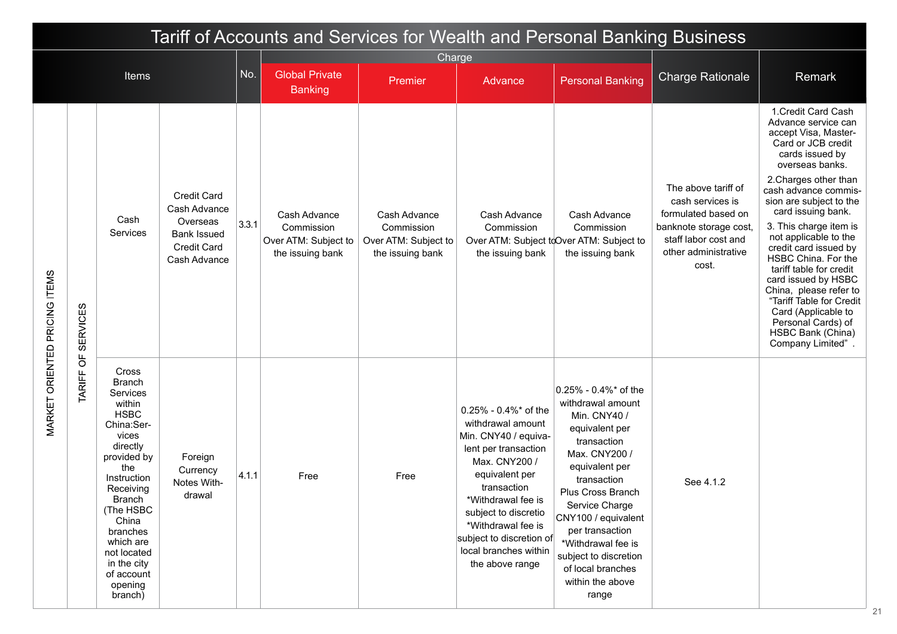# Tariff of Accounts and Services for Wealth and Personal Banking Business

| Items | | | | No. | Charge | | | | Charge Rationale | Remark |
|---|---|---|---|---|---|---|---|---|---|---|
| | | | | | Global Private Banking | Premier | Advance | Personal Banking | | |
| MARKET ORIENTED PRICING ITEMS | TARIFF OF SERVICES | Cash Services | Credit Card Cash Advance Overseas Bank Issued Credit Card Cash Advance | 3.3.1 | Cash Advance Commission Over ATM: Subject to the issuing bank | Cash Advance Commission Over ATM: Subject to the issuing bank | Cash Advance Commission Over ATM: Subject to the issuing bank | Cash Advance Commission Over ATM: Subject to the issuing bank | The above tariff of cash services is formulated based on banknote storage cost, staff labor cost and other administrative cost. | 1.Credit Card Cash Advance service can accept Visa, Master-Card or JCB credit cards issued by overseas banks. 2.Charges other than cash advance commis-sion are subject to the card issuing bank. 3. This charge item is not applicable to the credit card issued by HSBC China. For the tariff table for credit card issued by HSBC China, please refer to "Tariff Table for Credit Card (Applicable to Personal Cards) of HSBC Bank (China) Company Limited". |
| MARKET ORIENTED PRICING ITEMS | TARIFF OF SERVICES | Cross Branch Services within HSBC China:Ser-vices directly provided by the Instruction Receiving Branch (The HSBC China branches which are not located in the city of account opening branch) | Foreign Currency Notes With-drawal | 4.1.1 | Free | Free | 0.25% - 0.4%* of the withdrawal amount Min. CNY40 / equiva-lent per transaction Max. CNY200 / equivalent per transaction *Withdrawal fee is subject to discretio *Withdrawal fee is subject to discretion of local branches within the above range | 0.25% - 0.4%* of the withdrawal amount Min. CNY40 / equivalent per transaction Max. CNY200 / equivalent per transaction Plus Cross Branch Service Charge CNY100 / equivalent per transaction *Withdrawal fee is subject to discretion of local branches within the above range | See 4.1.2 | |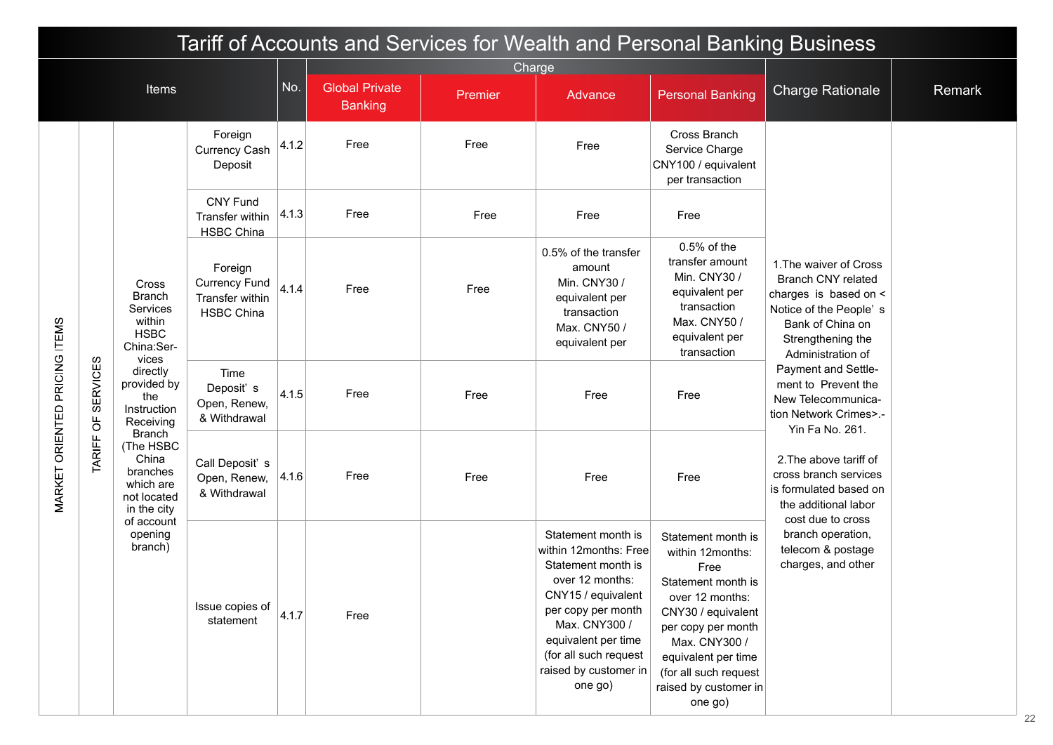# Tariff of Accounts and Services for Wealth and Personal Banking Business

| Items | | | | No. | Charge | | | | Charge Rationale | Remark |
|---|---|---|---|---|---|---|---|---|---|---|
| | | | | | Global Private Banking | Premier | Advance | Personal Banking | | |
| MARKET ORIENTED PRICING ITEMS | TARIFF OF SERVICES | Cross Branch Services within HSBC China:Services directly provided by the Instruction Receiving Branch (The HSBC China branches which are not located in the city of account opening branch) | Foreign Currency Cash Deposit | 4.1.2 | Free | Free | Free | Cross Branch Service Charge CNY100 / equivalent per transaction | 1.The waiver of Cross Branch CNY related charges is based on < Notice of the People's Bank of China on Strengthening the Administration of Payment and Settlement to Prevent the New Telecommunication Network Crimes>.- Yin Fa No. 261.<br><br>2.The above tariff of cross branch services is formulated based on the additional labor cost due to cross branch operation, telecom & postage charges, and other | |
| | | | CNY Fund Transfer within HSBC China | 4.1.3 | Free | Free | Free | Free | | |
| | | | Foreign Currency Fund Transfer within HSBC China | 4.1.4 | Free | Free | 0.5% of the transfer amount Min. CNY30 / equivalent per transaction Max. CNY50 / equivalent per | 0.5% of the transfer amount Min. CNY30 / equivalent per transaction Max. CNY50 / equivalent per transaction | | |
| | | | Time Deposit's Open, Renew, & Withdrawal | 4.1.5 | Free | Free | Free | Free | | |
| | | | Call Deposit's Open, Renew, & Withdrawal | 4.1.6 | Free | Free | Free | Free | | |
| | | | Issue copies of statement | 4.1.7 | Free | | Statement month is within 12months: Free Statement month is over 12 months: CNY15 / equivalent per copy per month Max. CNY300 / equivalent per time (for all such request raised by customer in one go) | Statement month is within 12months: Free Statement month is over 12 months: CNY30 / equivalent per copy per month Max. CNY300 / equivalent per time (for all such request raised by customer in one go) | | |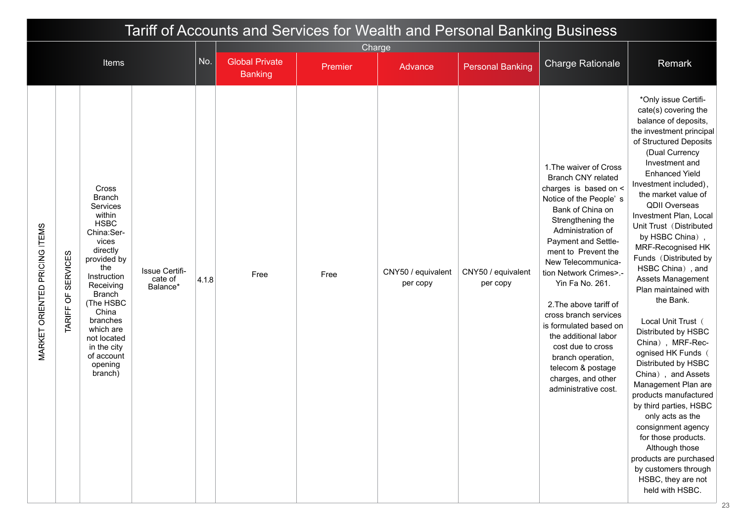# Tariff of Accounts and Services for Wealth and Personal Banking Business

| Items | | | | No. | Charge | | | | Charge Rationale | Remark |
|---|---|---|---|---|---|---|---|---|---|---|
| | | | | | Global Private Banking | Premier | Advance | Personal Banking | | |
| MARKET ORIENTED PRICING ITEMS | TARIFF OF SERVICES | Cross Branch Services within HSBC China:Services directly provided by the Instruction Receiving Branch (The HSBC China branches which are not located in the city of account opening branch) | Issue Certificate of Balance* | 4.1.8 | Free | Free | CNY50 / equivalent per copy | CNY50 / equivalent per copy | 1.The waiver of Cross Branch CNY related charges is based on < Notice of the People' s Bank of China on Strengthening the Administration of Payment and Settlement to Prevent the New Telecommunication Network Crimes>.-Yin Fa No. 261.<br><br>2.The above tariff of cross branch services is formulated based on the additional labor cost due to cross branch operation, telecom & postage charges, and other administrative cost. | *Only issue Certificate(s) covering the balance of deposits, the investment principal of Structured Deposits (Dual Currency Investment and Enhanced Yield Investment included), the market value of QDII Overseas Investment Plan, Local Unit Trust（Distributed by HSBC China）, MRF-Recognised HK Funds（Distributed by HSBC China）, and Assets Management Plan maintained with the Bank.<br><br>Local Unit Trust（Distributed by HSBC China）, MRF-Recognised HK Funds（Distributed by HSBC China）, and Assets Management Plan are products manufactured by third parties, HSBC only acts as the consignment agency for those products. Although those products are purchased by customers through HSBC, they are not held with HSBC. |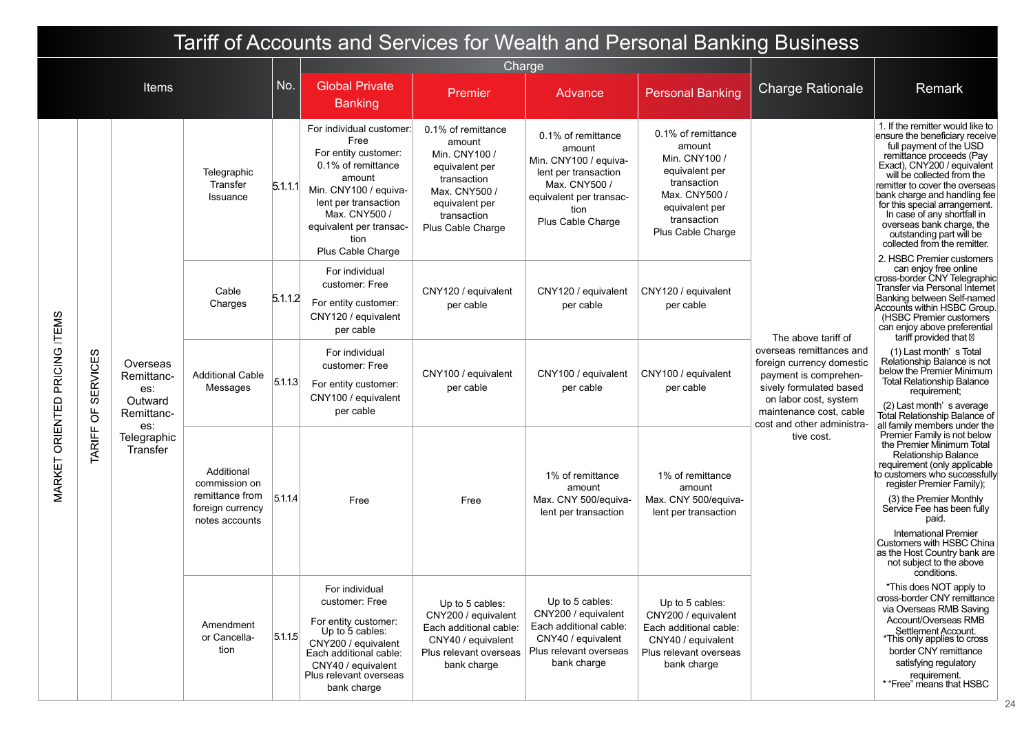# Tariff of Accounts and Services for Wealth and Personal Banking Business

| Items | | | | No. | Charge: Global Private Banking | Charge: Premier | Charge: Advance | Charge: Personal Banking | Charge Rationale | Remark |
|---|---|---|---|---|---|---|---|---|---|---|
| MARKET ORIENTED PRICING ITEMS | TARIFF OF SERVICES | Overseas Remittances: Outward Remittances: Telegraphic Transfer | Telegraphic Transfer Issuance | 5.1.1.1 | For individual customer: Free<br>For entity customer: 0.1% of remittance amount<br>Min. CNY100 / equivalent per transaction<br>Max. CNY500 / equivalent per transaction<br>Plus Cable Charge | 0.1% of remittance amount<br>Min. CNY100 / equivalent per transaction<br>Max. CNY500 / equivalent per transaction<br>Plus Cable Charge | 0.1% of remittance amount<br>Min. CNY100 / equivalent per transaction<br>Max. CNY500 / equivalent per transaction<br>Plus Cable Charge | 0.1% of remittance amount<br>Min. CNY100 / equivalent per transaction<br>Max. CNY500 / equivalent per transaction<br>Plus Cable Charge | The above tariff of overseas remittances and foreign currency domestic payment is comprehensively formulated based on labor cost, system maintenance cost, cable cost and other administrative cost. | 1. If the remitter would like to ensure the beneficiary receive full payment of the USD remittance proceeds (Pay Exact), CNY200 / equivalent will be collected from the remitter to cover the overseas bank charge and handling fee for this special arrangement. In case of any shortfall in overseas bank charge, the outstanding part will be collected from the remitter.<br>2. HSBC Premier customers can enjoy free online cross-border CNY Telegraphic Transfer via Personal Internet Banking between Self-named Accounts within HSBC Group. (HSBC Premier customers can enjoy above preferential tariff provided that：<br>(1) Last month's Total Relationship Balance is not below the Premier Minimum Total Relationship Balance requirement;<br>(2) Last month's average Total Relationship Balance of all family members under the Premier Family is not below the Premier Minimum Total Relationship Balance requirement (only applicable to customers who successfully register Premier Family);<br>(3) the Premier Monthly Service Fee has been fully paid.<br>International Premier Customers with HSBC China as the Host Country bank are not subject to the above conditions.<br>*This does NOT apply to cross-border CNY remittance via Overseas RMB Saving Account/Overseas RMB Settlement Account.<br>*This only applies to cross border CNY remittance satisfying regulatory requirement.<br>* "Free" means that HSBC |
| | | | Cable Charges | 5.1.1.2 | For individual customer: Free<br>For entity customer: CNY120 / equivalent per cable | CNY120 / equivalent per cable | CNY120 / equivalent per cable | CNY120 / equivalent per cable | | |
| | | | Additional Cable Messages | 5.1.1.3 | For individual customer: Free<br>For entity customer: CNY100 / equivalent per cable | CNY100 / equivalent per cable | CNY100 / equivalent per cable | CNY100 / equivalent per cable | | |
| | | | Additional commission on remittance from foreign currency notes accounts | 5.1.1.4 | Free | Free | 1% of remittance amount<br>Max. CNY 500/equivalent per transaction | 1% of remittance amount<br>Max. CNY 500/equivalent per transaction | | |
| | | | Amendment or Cancellation | 5.1.1.5 | For individual customer: Free<br>For entity customer:<br>Up to 5 cables: CNY200 / equivalent<br>Each additional cable: CNY40 / equivalent<br>Plus relevant overseas bank charge | Up to 5 cables: CNY200 / equivalent<br>Each additional cable: CNY40 / equivalent<br>Plus relevant overseas bank charge | Up to 5 cables: CNY200 / equivalent<br>Each additional cable: CNY40 / equivalent<br>Plus relevant overseas bank charge | Up to 5 cables: CNY200 / equivalent<br>Each additional cable: CNY40 / equivalent<br>Plus relevant overseas bank charge | | |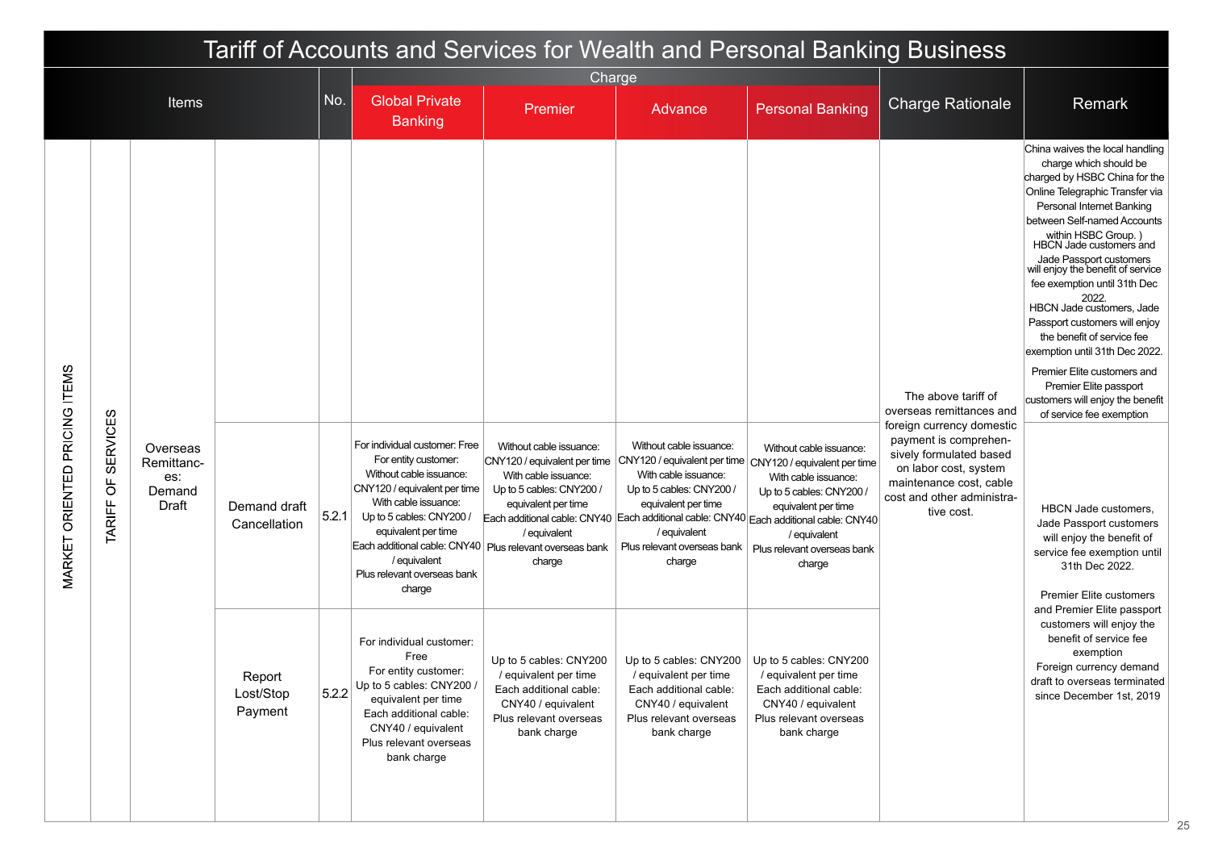# Tariff of Accounts and Services for Wealth and Personal Banking Business

| Items | | | | No. | Charge: Global Private Banking | Charge: Premier | Charge: Advance | Charge: Personal Banking | Charge Rationale | Remark |
|---|---|---|---|---|---|---|---|---|---|---|
| MARKET ORIENTED PRICING ITEMS | TARIFF OF SERVICES | Overseas Remittances: Demand Draft | | | | | | | The above tariff of overseas remittances and foreign currency domestic payment is comprehensively formulated based on labor cost, system maintenance cost, cable cost and other administrative cost. | China waives the local handling charge which should be charged by HSBC China for the Online Telegraphic Transfer via Personal Internet Banking between Self-named Accounts within HSBC Group. ) HBCN Jade customers and Jade Passport customers will enjoy the benefit of service fee exemption until 31th Dec 2022. HBCN Jade customers, Jade Passport customers will enjoy the benefit of service fee exemption until 31th Dec 2022. Premier Elite customers and Premier Elite passport customers will enjoy the benefit of service fee exemption |
| | | | Demand draft Cancellation | 5.2.1 | For individual customer: Free For entity customer: Without cable issuance: CNY120 / equivalent per time With cable issuance: Up to 5 cables: CNY200 / equivalent per time Each additional cable: CNY40 / equivalent Plus relevant overseas bank charge | Without cable issuance: CNY120 / equivalent per time With cable issuance: Up to 5 cables: CNY200 / equivalent per time Each additional cable: CNY40 / equivalent Plus relevant overseas bank charge | Without cable issuance: CNY120 / equivalent per time With cable issuance: Up to 5 cables: CNY200 / equivalent per time Each additional cable: CNY40 / equivalent Plus relevant overseas bank charge | Without cable issuance: CNY120 / equivalent per time With cable issuance: Up to 5 cables: CNY200 / equivalent per time Each additional cable: CNY40 / equivalent Plus relevant overseas bank charge | | HBCN Jade customers, Jade Passport customers will enjoy the benefit of service fee exemption until 31th Dec 2022. Premier Elite customers and Premier Elite passport customers will enjoy the benefit of service fee exemption Foreign currency demand draft to overseas terminated since December 1st, 2019 |
| | | | Report Lost/Stop Payment | 5.2.2 | For individual customer: Free For entity customer: Up to 5 cables: CNY200 / equivalent per time Each additional cable: CNY40 / equivalent Plus relevant overseas bank charge | Up to 5 cables: CNY200 / equivalent per time Each additional cable: CNY40 / equivalent Plus relevant overseas bank charge | Up to 5 cables: CNY200 / equivalent per time Each additional cable: CNY40 / equivalent Plus relevant overseas bank charge | Up to 5 cables: CNY200 / equivalent per time Each additional cable: CNY40 / equivalent Plus relevant overseas bank charge | | |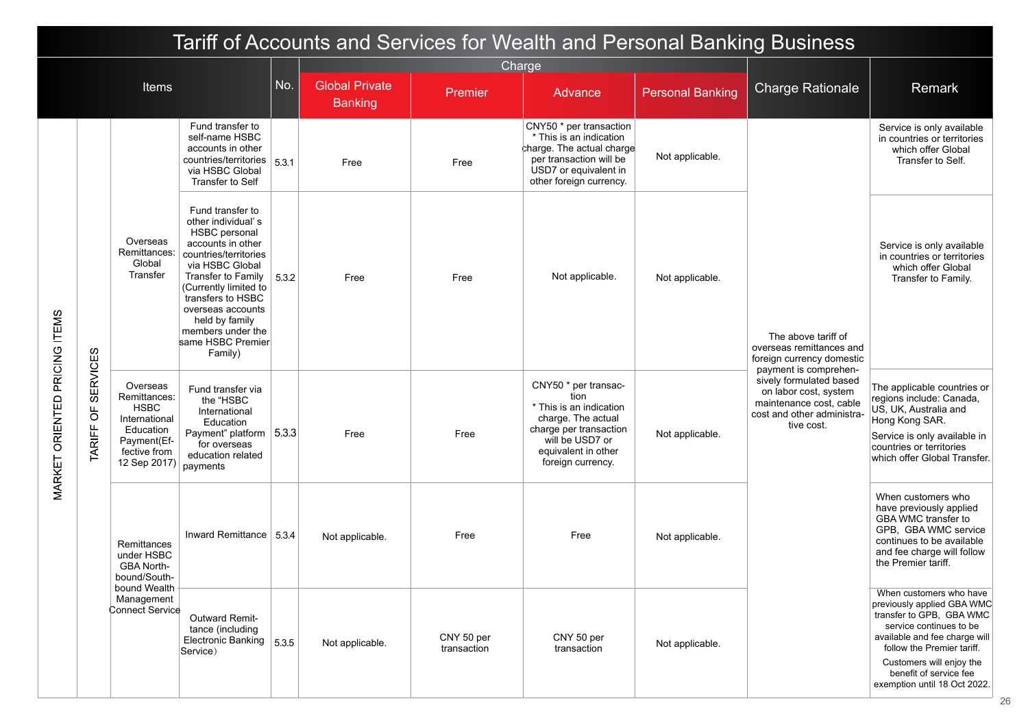# Tariff of Accounts and Services for Wealth and Personal Banking Business

| Items | | | | No. | Charge | | | | Charge Rationale | Remark |
|---|---|---|---|---|---|---|---|---|---|---|
| | | | | | Global Private Banking | Premier | Advance | Personal Banking | | |
| MARKET ORIENTED PRICING ITEMS | TARIFF OF SERVICES | Overseas Remittances: Global Transfer | Fund transfer to self-name HSBC accounts in other countries/territories via HSBC Global Transfer to Self | 5.3.1 | Free | Free | CNY50 * per transaction<br>* This is an indication charge. The actual charge per transaction will be USD7 or equivalent in other foreign currency. | Not applicable. | The above tariff of overseas remittances and foreign currency domestic payment is comprehensively formulated based on labor cost, system maintenance cost, cable cost and other administrative cost. | Service is only available in countries or territories which offer Global Transfer to Self. |
| | | | Fund transfer to other individual' s HSBC personal accounts in other countries/territories via HSBC Global Transfer to Family (Currently limited to transfers to HSBC overseas accounts held by family members under the same HSBC Premier Family) | 5.3.2 | Free | Free | Not applicable. | Not applicable. | | Service is only available in countries or territories which offer Global Transfer to Family. |
| | | Overseas Remittances: HSBC International Education Payment(Effective from 12 Sep 2017) | Fund transfer via the "HSBC International Education Payment" platform for overseas education related payments | 5.3.3 | Free | Free | CNY50 * per transaction<br>* This is an indication charge. The actual charge per transaction will be USD7 or equivalent in other foreign currency. | Not applicable. | | The applicable countries or regions include: Canada, US, UK, Australia and Hong Kong SAR.<br>Service is only available in countries or territories which offer Global Transfer. |
| | | Remittances under HSBC GBA Northbound/Southbound Wealth Management Connect Service | Inward Remittance | 5.3.4 | Not applicable. | Free | Free | Not applicable. | | When customers who have previously applied GBA WMC transfer to GPB, GBA WMC service continues to be available and fee charge will follow the Premier tariff. |
| | | | Outward Remittance (including Electronic Banking Service) | 5.3.5 | Not applicable. | CNY 50 per transaction | CNY 50 per transaction | Not applicable. | | When customers who have previously applied GBA WMC transfer to GPB, GBA WMC service continues to be available and fee charge will follow the Premier tariff.<br>Customers will enjoy the benefit of service fee exemption until 18 Oct 2022. |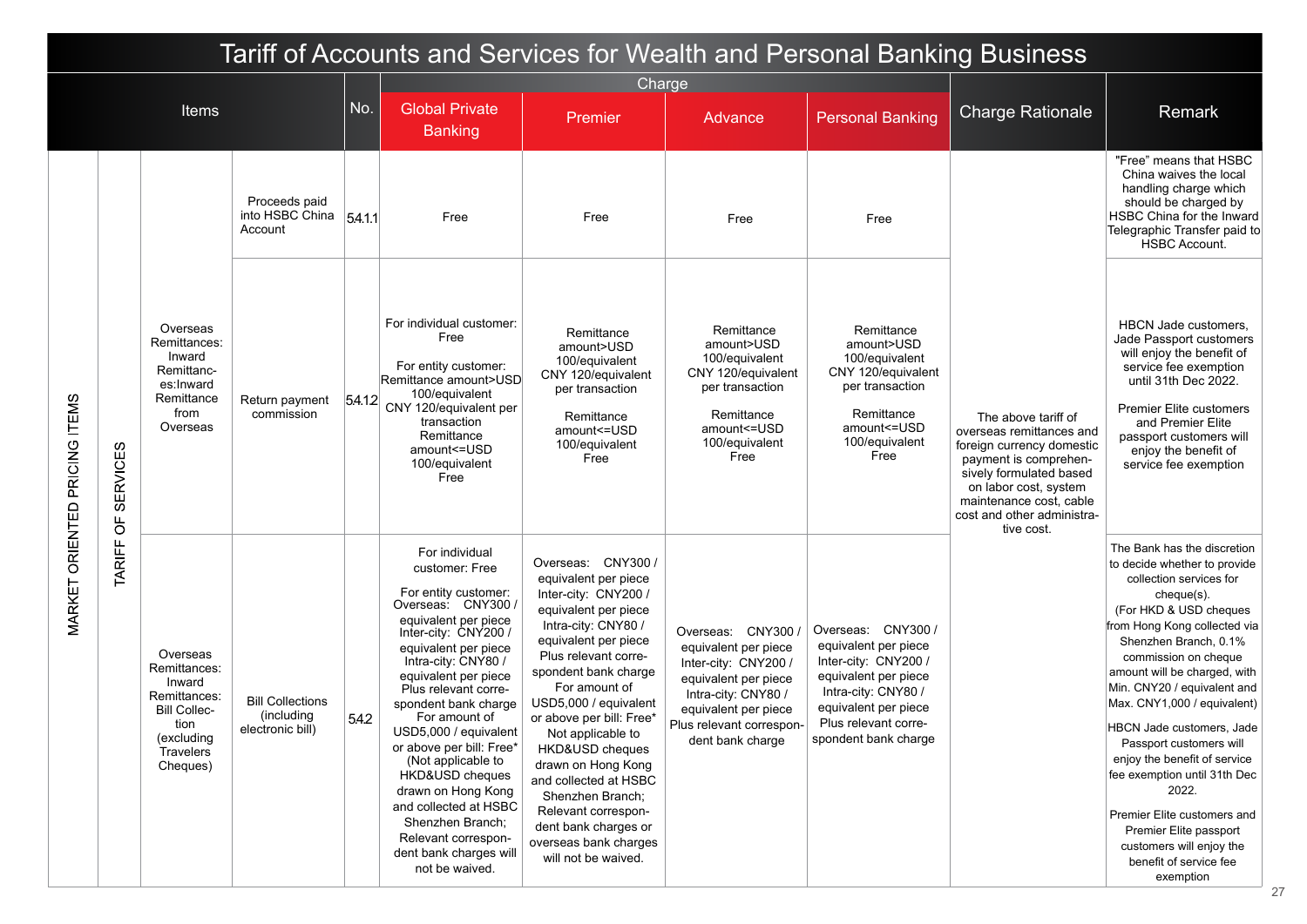# Tariff of Accounts and Services for Wealth and Personal Banking Business

| Items | | | | No. | Charge: Global Private Banking | Charge: Premier | Charge: Advance | Charge: Personal Banking | Charge Rationale | Remark |
|---|---|---|---|---|---|---|---|---|---|---|
| MARKET ORIENTED PRICING ITEMS | TARIFF OF SERVICES | Overseas Remittances: Inward Remittances:Inward Remittance from Overseas | Proceeds paid into HSBC China Account | 5.4.1.1 | Free | Free | Free | Free | The above tariff of overseas remittances and foreign currency domestic payment is comprehensively formulated based on labor cost, system maintenance cost, cable cost and other administrative cost. | "Free" means that HSBC China waives the local handling charge which should be charged by HSBC China for the Inward Telegraphic Transfer paid to HSBC Account. |
| | | | Return payment commission | 5.4.1.2 | For individual customer: Free<br><br>For entity customer: Remittance amount>USD 100/equivalent CNY 120/equivalent per transaction Remittance amount<=USD 100/equivalent Free | Remittance amount>USD 100/equivalent CNY 120/equivalent per transaction<br><br>Remittance amount<=USD 100/equivalent Free | Remittance amount>USD 100/equivalent CNY 120/equivalent per transaction<br><br>Remittance amount<=USD 100/equivalent Free | Remittance amount>USD 100/equivalent CNY 120/equivalent per transaction<br><br>Remittance amount<=USD 100/equivalent Free | | HBCN Jade customers, Jade Passport customers will enjoy the benefit of service fee exemption until 31th Dec 2022.<br><br>Premier Elite customers and Premier Elite passport customers will enjoy the benefit of service fee exemption |
| | | Overseas Remittances: Inward Remittances: Bill Collection (excluding Travelers Cheques) | Bill Collections (including electronic bill) | 5.4.2 | For individual customer: Free<br><br>For entity customer: Overseas: CNY300 / equivalent per piece Inter-city: CNY200 / equivalent per piece Intra-city: CNY80 / equivalent per piece Plus relevant correspondent bank charge For amount of USD5,000 / equivalent or above per bill: Free* (Not applicable to HKD&USD cheques drawn on Hong Kong and collected at HSBC Shenzhen Branch; Relevant correspondent bank charges will not be waived. | Overseas: CNY300 / equivalent per piece Inter-city: CNY200 / equivalent per piece Intra-city: CNY80 / equivalent per piece Plus relevant correspondent bank charge For amount of USD5,000 / equivalent or above per bill: Free* Not applicable to HKD&USD cheques drawn on Hong Kong and collected at HSBC Shenzhen Branch; Relevant correspondent bank charges or overseas bank charges will not be waived. | Overseas: CNY300 / equivalent per piece Inter-city: CNY200 / equivalent per piece Intra-city: CNY80 / equivalent per piece Plus relevant correspondent bank charge | Overseas: CNY300 / equivalent per piece Inter-city: CNY200 / equivalent per piece Intra-city: CNY80 / equivalent per piece Plus relevant correspondent bank charge | | The Bank has the discretion to decide whether to provide collection services for cheque(s).<br>(For HKD & USD cheques from Hong Kong collected via Shenzhen Branch, 0.1% commission on cheque amount will be charged, with Min. CNY20 / equivalent and Max. CNY1,000 / equivalent)<br><br>HBCN Jade customers, Jade Passport customers will enjoy the benefit of service fee exemption until 31th Dec 2022.<br><br>Premier Elite customers and Premier Elite passport customers will enjoy the benefit of service fee exemption |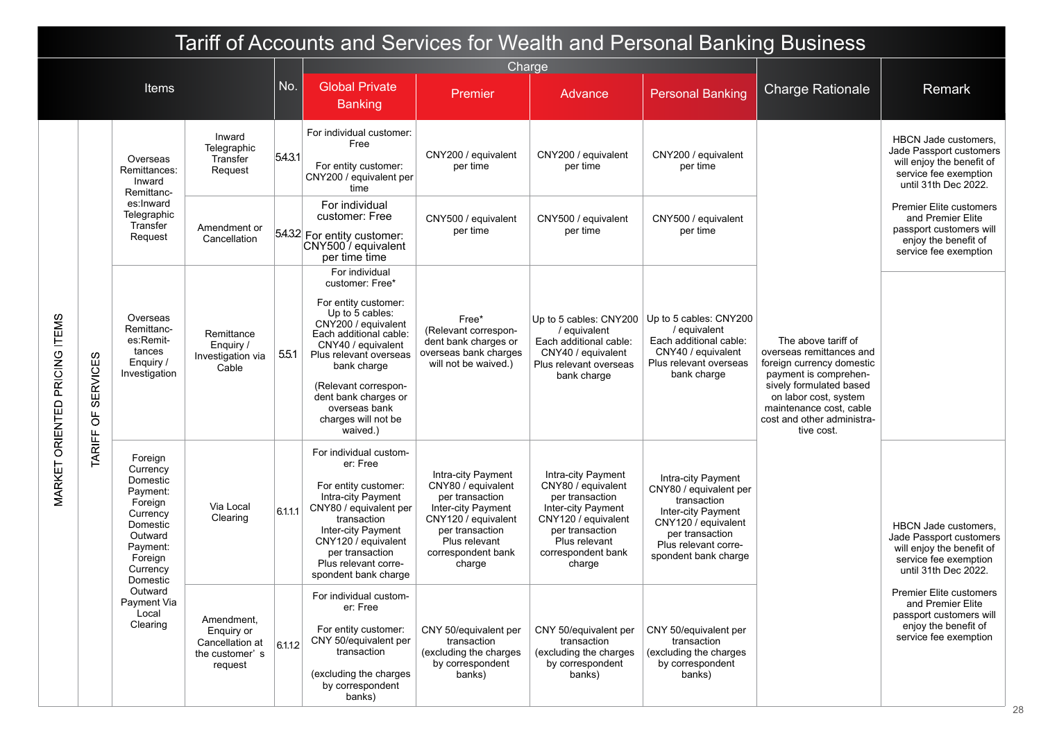# Tariff of Accounts and Services for Wealth and Personal Banking Business

| Items | | | | No. | Charge: Global Private Banking | Charge: Premier | Charge: Advance | Charge: Personal Banking | Charge Rationale | Remark |
|---|---|---|---|---|---|---|---|---|---|---|
| MARKET ORIENTED PRICING ITEMS | TARIFF OF SERVICES | Overseas Remittances: Inward Remittances:Inward Telegraphic Transfer Request | Inward Telegraphic Transfer Request | 5.4.3.1 | For individual customer: Free<br><br>For entity customer: CNY200 / equivalent per time | CNY200 / equivalent per time | CNY200 / equivalent per time | CNY200 / equivalent per time | The above tariff of overseas remittances and foreign currency domestic payment is comprehensively formulated based on labor cost, system maintenance cost, cable cost and other administrative cost. | HBCN Jade customers, Jade Passport customers will enjoy the benefit of service fee exemption until 31th Dec 2022.<br><br>Premier Elite customers and Premier Elite passport customers will enjoy the benefit of service fee exemption |
| | | | Amendment or Cancellation | 5.4.3.2 | For individual customer: Free<br><br>For entity customer: CNY500 / equivalent per time time | CNY500 / equivalent per time | CNY500 / equivalent per time | CNY500 / equivalent per time | | |
| | | Overseas Remittances:Remittances Enquiry / Investigation | Remittance Enquiry / Investigation via Cable | 5.5.1 | For individual customer: Free*<br><br>For entity customer: Up to 5 cables: CNY200 / equivalent Each additional cable: CNY40 / equivalent Plus relevant overseas bank charge<br><br>(Relevant correspondent bank charges or overseas bank charges will not be waived.) | Free*<br>(Relevant correspondent bank charges or overseas bank charges will not be waived.) | Up to 5 cables: CNY200 / equivalent<br>Each additional cable: CNY40 / equivalent<br>Plus relevant overseas bank charge | Up to 5 cables: CNY200 / equivalent<br>Each additional cable: CNY40 / equivalent<br>Plus relevant overseas bank charge | | |
| | | Foreign Currency Domestic Payment: Foreign Currency Domestic Outward Payment: Foreign Currency Domestic Outward Payment Via Local Clearing | Via Local Clearing | 6.1.1.1 | For individual customer: Free<br><br>For entity customer: Intra-city Payment CNY80 / equivalent per transaction Inter-city Payment CNY120 / equivalent per transaction Plus relevant correspondent bank charge | Intra-city Payment CNY80 / equivalent per transaction<br>Inter-city Payment CNY120 / equivalent per transaction<br>Plus relevant correspondent bank charge | Intra-city Payment CNY80 / equivalent per transaction<br>Inter-city Payment CNY120 / equivalent per transaction<br>Plus relevant correspondent bank charge | Intra-city Payment CNY80 / equivalent per transaction<br>Inter-city Payment CNY120 / equivalent per transaction<br>Plus relevant correspondent bank charge | | HBCN Jade customers, Jade Passport customers will enjoy the benefit of service fee exemption until 31th Dec 2022.<br><br>Premier Elite customers and Premier Elite passport customers will enjoy the benefit of service fee exemption |
| | | | Amendment, Enquiry or Cancellation at the customer's request | 6.1.1.2 | For individual customer: Free<br><br>For entity customer: CNY 50/equivalent per transaction<br><br>(excluding the charges by correspondent banks) | CNY 50/equivalent per transaction<br>(excluding the charges by correspondent banks) | CNY 50/equivalent per transaction<br>(excluding the charges by correspondent banks) | CNY 50/equivalent per transaction<br>(excluding the charges by correspondent banks) | | |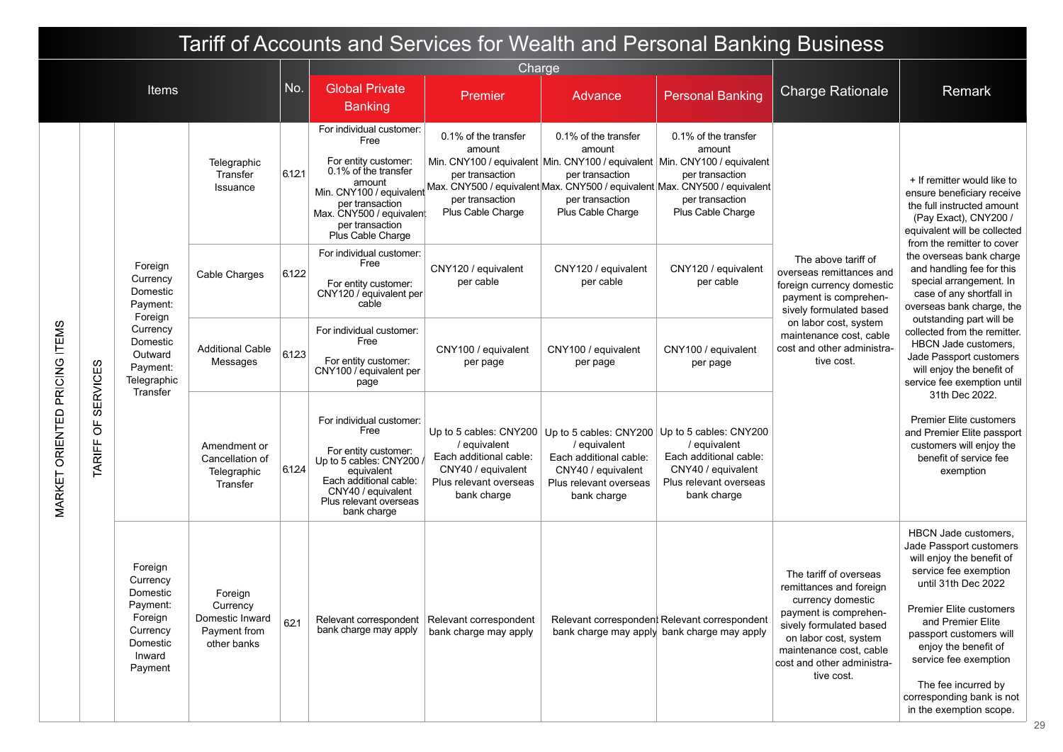# Tariff of Accounts and Services for Wealth and Personal Banking Business

| Items | | | | No. | Charge: Global Private Banking | Charge: Premier | Charge: Advance | Charge: Personal Banking | Charge Rationale | Remark |
|---|---|---|---|---|---|---|---|---|---|---|
| MARKET ORIENTED PRICING ITEMS | TARIFF OF SERVICES | Foreign Currency Domestic Payment: Foreign Currency Domestic Outward Payment: Telegraphic Transfer | Telegraphic Transfer Issuance | 6.1.2.1 | For individual customer: Free<br><br>For entity customer: 0.1% of the transfer amount Min. CNY100 / equivalent per transaction Max. CNY500 / equivalent per transaction Plus Cable Charge | 0.1% of the transfer amount Min. CNY100 / equivalent per transaction Max. CNY500 / equivalent per transaction Plus Cable Charge | 0.1% of the transfer amount Min. CNY100 / equivalent per transaction Max. CNY500 / equivalent per transaction Plus Cable Charge | 0.1% of the transfer amount Min. CNY100 / equivalent per transaction Max. CNY500 / equivalent per transaction Plus Cable Charge | The above tariff of overseas remittances and foreign currency domestic payment is comprehensively formulated based on labor cost, system maintenance cost, cable cost and other administrative cost. | + If remitter would like to ensure beneficiary receive the full instructed amount (Pay Exact), CNY200 / equivalent will be collected from the remitter to cover the overseas bank charge and handling fee for this special arrangement. In case of any shortfall in overseas bank charge, the outstanding part will be collected from the remitter. HBCN Jade customers, Jade Passport customers will enjoy the benefit of service fee exemption until 31th Dec 2022.<br><br>Premier Elite customers and Premier Elite passport customers will enjoy the benefit of service fee exemption |
| | | | Cable Charges | 6.1.2.2 | For individual customer: Free<br><br>For entity customer: CNY120 / equivalent per cable | CNY120 / equivalent per cable | CNY120 / equivalent per cable | CNY120 / equivalent per cable | | |
| | | | Additional Cable Messages | 6.1.2.3 | For individual customer: Free<br><br>For entity customer: CNY100 / equivalent per page | CNY100 / equivalent per page | CNY100 / equivalent per page | CNY100 / equivalent per page | | |
| | | | Amendment or Cancellation of Telegraphic Transfer | 6.1.2.4 | For individual customer: Free<br><br>For entity customer: Up to 5 cables: CNY200 / equivalent Each additional cable: CNY40 / equivalent Plus relevant overseas bank charge | Up to 5 cables: CNY200 / equivalent Each additional cable: CNY40 / equivalent Plus relevant overseas bank charge | Up to 5 cables: CNY200 / equivalent Each additional cable: CNY40 / equivalent Plus relevant overseas bank charge | Up to 5 cables: CNY200 / equivalent Each additional cable: CNY40 / equivalent Plus relevant overseas bank charge | | |
| | | Foreign Currency Domestic Payment: Foreign Currency Domestic Inward Payment | Foreign Currency Domestic Inward Payment from other banks | 6.2.1 | Relevant correspondent bank charge may apply | Relevant correspondent bank charge may apply | Relevant correspondent bank charge may apply | Relevant correspondent bank charge may apply | The tariff of overseas remittances and foreign currency domestic payment is comprehensively formulated based on labor cost, system maintenance cost, cable cost and other administrative cost. | HBCN Jade customers, Jade Passport customers will enjoy the benefit of service fee exemption until 31th Dec 2022<br><br>Premier Elite customers and Premier Elite passport customers will enjoy the benefit of service fee exemption<br><br>The fee incurred by corresponding bank is not in the exemption scope. |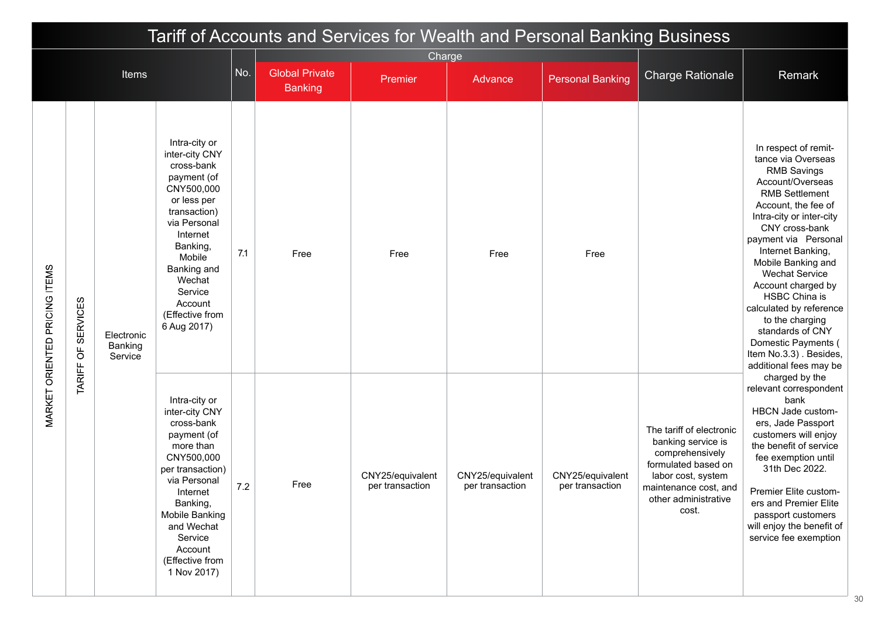# Tariff of Accounts and Services for Wealth and Personal Banking Business

| Items | | | | No. | Charge | | | | Charge Rationale | Remark |
|---|---|---|---|---|---|---|---|---|---|---|
| | | | | | Global Private Banking | Premier | Advance | Personal Banking | | |
| MARKET ORIENTED PRICING ITEMS | TARIFF OF SERVICES | Electronic Banking Service | Intra-city or inter-city CNY cross-bank payment (of CNY500,000 or less per transaction) via Personal Internet Banking, Mobile Banking and Wechat Service Account (Effective from 6 Aug 2017) | 7.1 | Free | Free | Free | Free | The tariff of electronic banking service is comprehensively formulated based on labor cost, system maintenance cost, and other administrative cost. | In respect of remittance via Overseas RMB Savings Account/Overseas RMB Settlement Account, the fee of Intra-city or inter-city CNY cross-bank payment via Personal Internet Banking, Mobile Banking and Wechat Service Account charged by HSBC China is calculated by reference to the charging standards of CNY Domestic Payments ( Item No.3.3) . Besides, additional fees may be charged by the relevant correspondent bank<br>HBCN Jade customers, Jade Passport customers will enjoy the benefit of service fee exemption until 31th Dec 2022.<br><br>Premier Elite customers and Premier Elite passport customers will enjoy the benefit of service fee exemption |
| | | | Intra-city or inter-city CNY cross-bank payment (of more than CNY500,000 per transaction) via Personal Internet Banking, Mobile Banking and Wechat Service Account (Effective from 1 Nov 2017) | 7.2 | Free | CNY25/equivalent per transaction | CNY25/equivalent per transaction | CNY25/equivalent per transaction | | |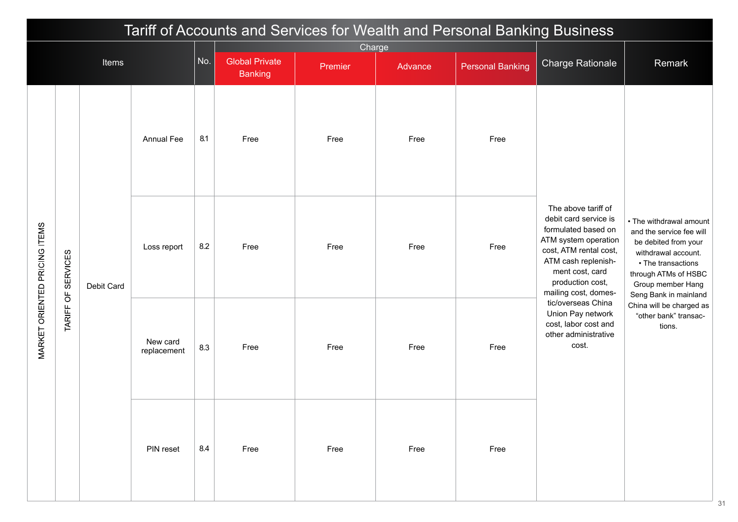# Tariff of Accounts and Services for Wealth and Personal Banking Business

| Items | | | | No. | Charge | | | | Charge Rationale | Remark |
|---|---|---|---|---|---|---|---|---|---|---|
| | | | | | Global Private Banking | Premier | Advance | Personal Banking | | |
| MARKET ORIENTED PRICING ITEMS | TARIFF OF SERVICES | Debit Card | Annual Fee | 8.1 | Free | Free | Free | Free | The above tariff of debit card service is formulated based on ATM system operation cost, ATM rental cost, ATM cash replenishment cost, card production cost, mailing cost, domestic/overseas China Union Pay network cost, labor cost and other administrative cost. | • The withdrawal amount and the service fee will be debited from your withdrawal account.<br>• The transactions through ATMs of HSBC Group member Hang Seng Bank in mainland China will be charged as "other bank" transactions. |
| | | | Loss report | 8.2 | Free | Free | Free | Free | | |
| | | | New card replacement | 8.3 | Free | Free | Free | Free | | |
| | | | PIN reset | 8.4 | Free | Free | Free | Free | | |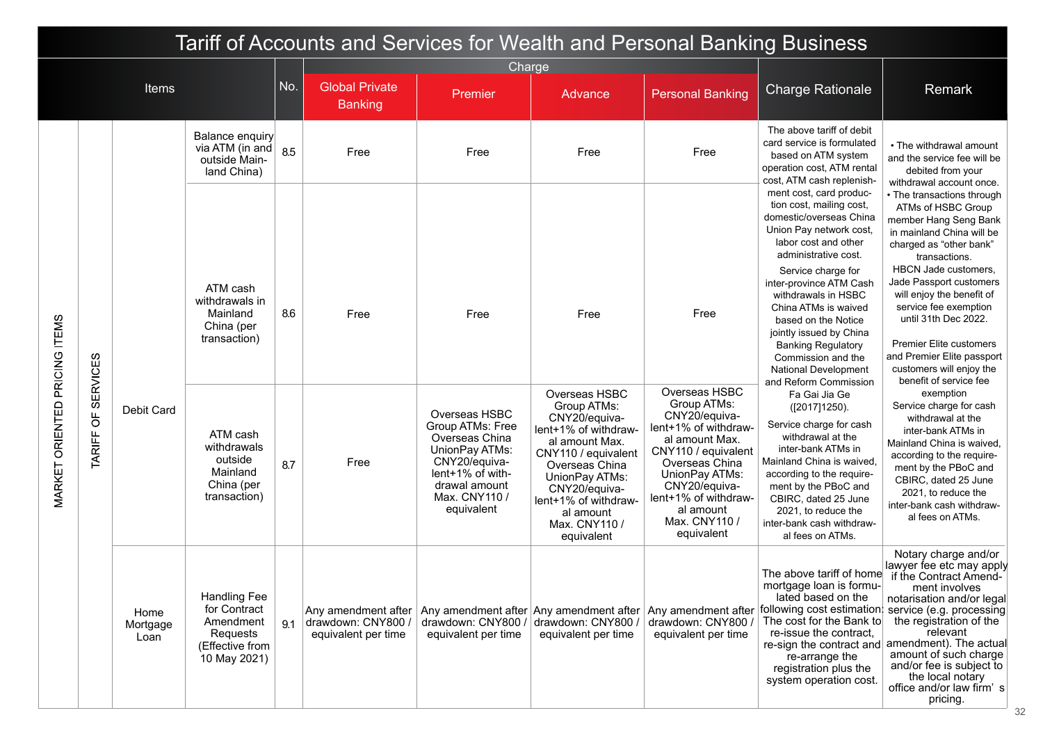# Tariff of Accounts and Services for Wealth and Personal Banking Business

| Items | | | | No. | Charge | | | | Charge Rationale | Remark |
|---|---|---|---|---|---|---|---|---|---|---|
| | | | | | Global Private Banking | Premier | Advance | Personal Banking | | |
| MARKET ORIENTED PRICING ITEMS | TARIFF OF SERVICES | Debit Card | Balance enquiry via ATM (in and outside Mainland China) | 8.5 | Free | Free | Free | Free | The above tariff of debit card service is formulated based on ATM system operation cost, ATM rental cost, ATM cash replenishment cost, card production cost, mailing cost, domestic/overseas China Union Pay network cost, labor cost and other administrative cost. Service charge for inter-province ATM Cash withdrawals in HSBC China ATMs is waived based on the Notice jointly issued by China Banking Regulatory Commission and the National Development and Reform Commission Fa Gai Jia Ge ([2017]1250). Service charge for cash withdrawal at the inter-bank ATMs in Mainland China is waived, according to the requirement by the PBoC and CBIRC, dated 25 June 2021, to reduce the inter-bank cash withdrawal fees on ATMs. | • The withdrawal amount and the service fee will be debited from your withdrawal account once. • The transactions through ATMs of HSBC Group member Hang Seng Bank in mainland China will be charged as "other bank" transactions. HBCN Jade customers, Jade Passport customers will enjoy the benefit of service fee exemption until 31th Dec 2022. Premier Elite customers and Premier Elite passport customers will enjoy the benefit of service fee exemption Service charge for cash withdrawal at the inter-bank ATMs in Mainland China is waived, according to the requirement by the PBoC and CBIRC, dated 25 June 2021, to reduce the inter-bank cash withdrawal fees on ATMs. |
| | | | ATM cash withdrawals in Mainland China (per transaction) | 8.6 | Free | Free | Free | Free | | |
| | | | ATM cash withdrawals outside Mainland China (per transaction) | 8.7 | Free | Overseas HSBC Group ATMs: Free Overseas China UnionPay ATMs: CNY20/equivalent+1% of withdrawal amount Max. CNY110 / equivalent | Overseas HSBC Group ATMs: CNY20/equivalent+1% of withdrawal amount Max. CNY110 / equivalent Overseas China UnionPay ATMs: CNY20/equivalent+1% of withdrawal amount Max. CNY110 / equivalent | Overseas HSBC Group ATMs: CNY20/equivalent+1% of withdrawal amount Max. CNY110 / equivalent Overseas China UnionPay ATMs: CNY20/equivalent+1% of withdrawal amount Max. CNY110 / equivalent | | |
| | | Home Mortgage Loan | Handling Fee for Contract Amendment Requests (Effective from 10 May 2021) | 9.1 | Any amendment after drawdown: CNY800 / equivalent per time | Any amendment after drawdown: CNY800 / equivalent per time | Any amendment after drawdown: CNY800 / equivalent per time | Any amendment after drawdown: CNY800 / equivalent per time | The above tariff of home mortgage loan is formulated based on the following cost estimation: The cost for the Bank to re-issue the contract, re-sign the contract and re-arrange the registration plus the system operation cost. | Notary charge and/or lawyer fee etc may apply if the Contract Amendment involves notarisation and/or legal service (e.g. processing the registration of the relevant amendment). The actual amount of such charge and/or fee is subject to the local notary office and/or law firm's pricing. |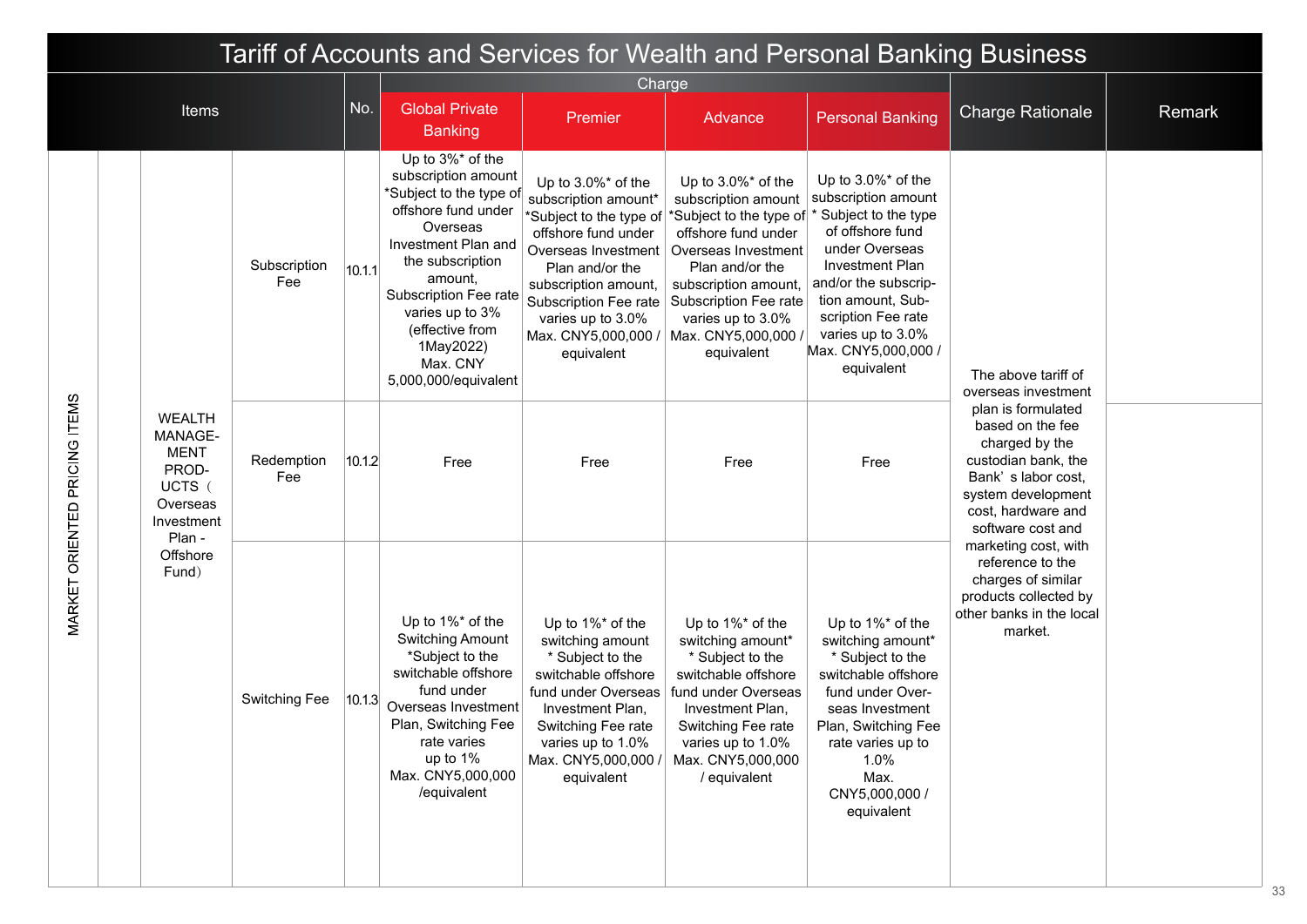# Tariff of Accounts and Services for Wealth and Personal Banking Business

| Items | | | | No. | Charge | | | | Charge Rationale | Remark |
|---|---|---|---|---|---|---|---|---|---|---|
| | | | | | Global Private Banking | Premier | Advance | Personal Banking | | |
| MARKET ORIENTED PRICING ITEMS | | WEALTH MANAGEMENT PRODUCTS（Overseas Investment Plan - Offshore Fund） | Subscription Fee | 10.1.1 | Up to 3%* of the subscription amount *Subject to the type of offshore fund under Overseas Investment Plan and the subscription amount, Subscription Fee rate varies up to 3% (effective from 1May2022) Max. CNY 5,000,000/equivalent | Up to 3.0%* of the subscription amount* *Subject to the type of offshore fund under Overseas Investment Plan and/or the subscription amount, Subscription Fee rate varies up to 3.0% Max. CNY5,000,000 / equivalent | Up to 3.0%* of the subscription amount *Subject to the type of offshore fund under Overseas Investment Plan and/or the subscription amount, Subscription Fee rate varies up to 3.0% Max. CNY5,000,000 / equivalent | Up to 3.0%* of the subscription amount * Subject to the type of offshore fund under Overseas Investment Plan and/or the subscription amount, Subscription Fee rate varies up to 3.0% Max. CNY5,000,000 / equivalent | The above tariff of overseas investment plan is formulated based on the fee charged by the custodian bank, the Bank' s labor cost, system development cost, hardware and software cost and marketing cost, with reference to the charges of similar products collected by other banks in the local market. | |
| | | | Redemption Fee | 10.1.2 | Free | Free | Free | Free | | |
| | | | Switching Fee | 10.1.3 | Up to 1%* of the Switching Amount *Subject to the switchable offshore fund under Overseas Investment Plan, Switching Fee rate varies up to 1% Max. CNY5,000,000 /equivalent | Up to 1%* of the switching amount * Subject to the switchable offshore fund under Overseas Investment Plan, Switching Fee rate varies up to 1.0% Max. CNY5,000,000 / equivalent | Up to 1%* of the switching amount* * Subject to the switchable offshore fund under Overseas Investment Plan, Switching Fee rate varies up to 1.0% Max. CNY5,000,000 / equivalent | Up to 1%* of the switching amount* * Subject to the switchable offshore fund under Overseas Investment Plan, Switching Fee rate varies up to 1.0% Max. CNY5,000,000 / equivalent | | |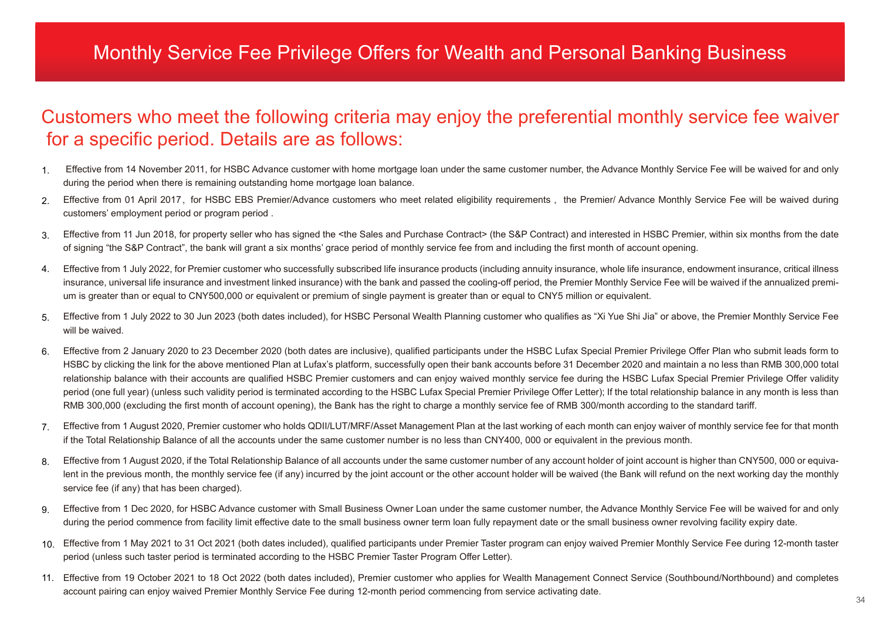# Monthly Service Fee Privilege Offers for Wealth and Personal Banking Business

## Customers who meet the following criteria may enjoy the preferential monthly service fee waiver for a specific period. Details are as follows:

1. Effective from 14 November 2011, for HSBC Advance customer with home mortgage loan under the same customer number, the Advance Monthly Service Fee will be waived for and only during the period when there is remaining outstanding home mortgage loan balance.
2. Effective from 01 April 2017，for HSBC EBS Premier/Advance customers who meet related eligibility requirements， the Premier/ Advance Monthly Service Fee will be waived during customers' employment period or program period .
3. Effective from 11 Jun 2018, for property seller who has signed the <the Sales and Purchase Contract> (the S&P Contract) and interested in HSBC Premier, within six months from the date of signing "the S&P Contract", the bank will grant a six months' grace period of monthly service fee from and including the first month of account opening.
4. Effective from 1 July 2022, for Premier customer who successfully subscribed life insurance products (including annuity insurance, whole life insurance, endowment insurance, critical illness insurance, universal life insurance and investment linked insurance) with the bank and passed the cooling-off period, the Premier Monthly Service Fee will be waived if the annualized premium is greater than or equal to CNY500,000 or equivalent or premium of single payment is greater than or equal to CNY5 million or equivalent.
5. Effective from 1 July 2022 to 30 Jun 2023 (both dates included), for HSBC Personal Wealth Planning customer who qualifies as "Xi Yue Shi Jia" or above, the Premier Monthly Service Fee will be waived.
6. Effective from 2 January 2020 to 23 December 2020 (both dates are inclusive), qualified participants under the HSBC Lufax Special Premier Privilege Offer Plan who submit leads form to HSBC by clicking the link for the above mentioned Plan at Lufax's platform, successfully open their bank accounts before 31 December 2020 and maintain a no less than RMB 300,000 total relationship balance with their accounts are qualified HSBC Premier customers and can enjoy waived monthly service fee during the HSBC Lufax Special Premier Privilege Offer validity period (one full year) (unless such validity period is terminated according to the HSBC Lufax Special Premier Privilege Offer Letter); If the total relationship balance in any month is less than RMB 300,000 (excluding the first month of account opening), the Bank has the right to charge a monthly service fee of RMB 300/month according to the standard tariff.
7. Effective from 1 August 2020, Premier customer who holds QDII/LUT/MRF/Asset Management Plan at the last working of each month can enjoy waiver of monthly service fee for that month if the Total Relationship Balance of all the accounts under the same customer number is no less than CNY400, 000 or equivalent in the previous month.
8. Effective from 1 August 2020, if the Total Relationship Balance of all accounts under the same customer number of any account holder of joint account is higher than CNY500, 000 or equivalent in the previous month, the monthly service fee (if any) incurred by the joint account or the other account holder will be waived (the Bank will refund on the next working day the monthly service fee (if any) that has been charged).
9. Effective from 1 Dec 2020, for HSBC Advance customer with Small Business Owner Loan under the same customer number, the Advance Monthly Service Fee will be waived for and only during the period commence from facility limit effective date to the small business owner term loan fully repayment date or the small business owner revolving facility expiry date.
10. Effective from 1 May 2021 to 31 Oct 2021 (both dates included), qualified participants under Premier Taster program can enjoy waived Premier Monthly Service Fee during 12-month taster period (unless such taster period is terminated according to the HSBC Premier Taster Program Offer Letter).
11. Effective from 19 October 2021 to 18 Oct 2022 (both dates included), Premier customer who applies for Wealth Management Connect Service (Southbound/Northbound) and completes account pairing can enjoy waived Premier Monthly Service Fee during 12-month period commencing from service activating date.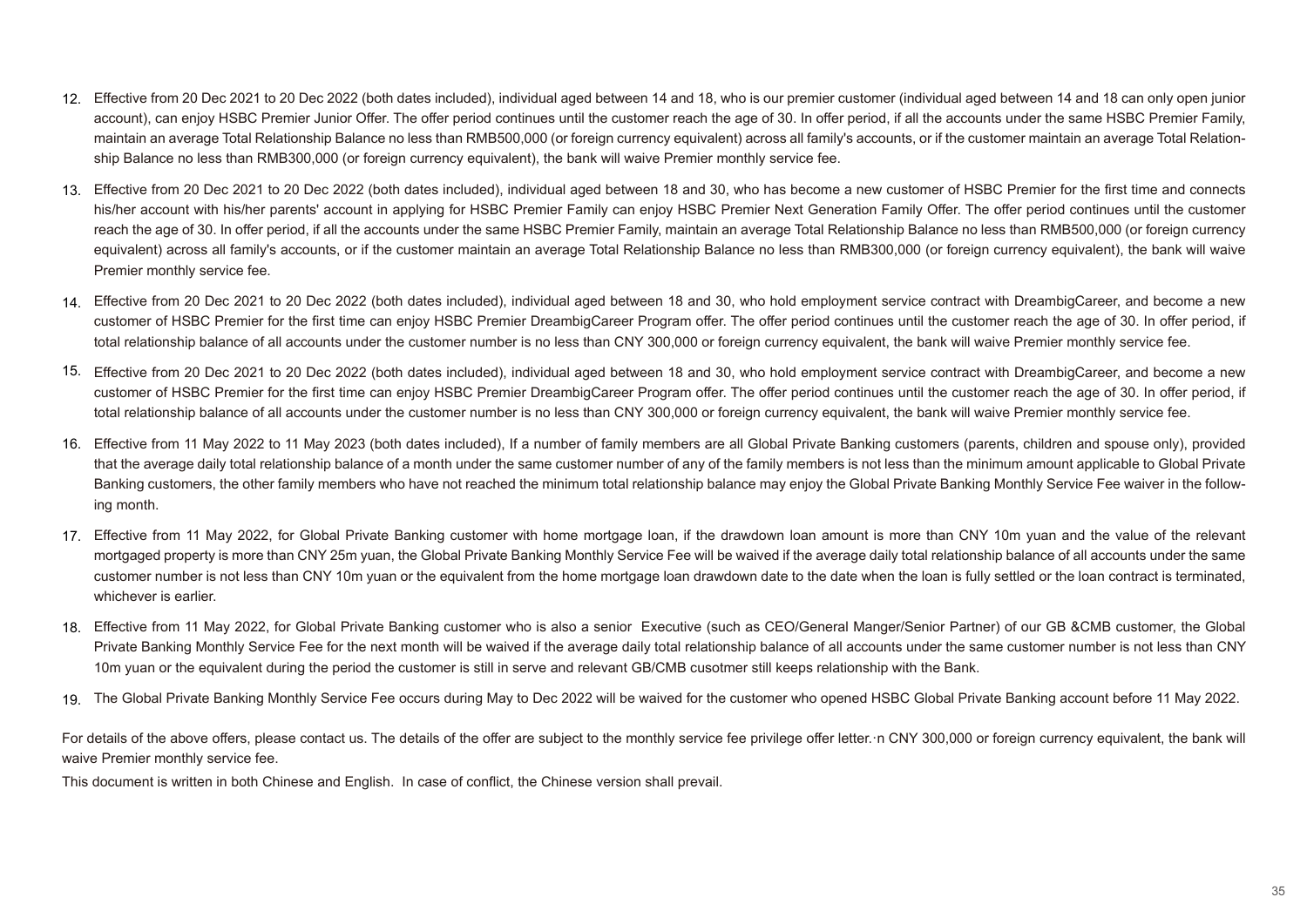12. Effective from 20 Dec 2021 to 20 Dec 2022 (both dates included), individual aged between 14 and 18, who is our premier customer (individual aged between 14 and 18 can only open junior account), can enjoy HSBC Premier Junior Offer. The offer period continues until the customer reach the age of 30. In offer period, if all the accounts under the same HSBC Premier Family, maintain an average Total Relationship Balance no less than RMB500,000 (or foreign currency equivalent) across all family's accounts, or if the customer maintain an average Total Relationship Balance no less than RMB300,000 (or foreign currency equivalent), the bank will waive Premier monthly service fee.

13. Effective from 20 Dec 2021 to 20 Dec 2022 (both dates included), individual aged between 18 and 30, who has become a new customer of HSBC Premier for the first time and connects his/her account with his/her parents' account in applying for HSBC Premier Family can enjoy HSBC Premier Next Generation Family Offer. The offer period continues until the customer reach the age of 30. In offer period, if all the accounts under the same HSBC Premier Family, maintain an average Total Relationship Balance no less than RMB500,000 (or foreign currency equivalent) across all family's accounts, or if the customer maintain an average Total Relationship Balance no less than RMB300,000 (or foreign currency equivalent), the bank will waive Premier monthly service fee.

14. Effective from 20 Dec 2021 to 20 Dec 2022 (both dates included), individual aged between 18 and 30, who hold employment service contract with DreambigCareer, and become a new customer of HSBC Premier for the first time can enjoy HSBC Premier DreambigCareer Program offer. The offer period continues until the customer reach the age of 30. In offer period, if total relationship balance of all accounts under the customer number is no less than CNY 300,000 or foreign currency equivalent, the bank will waive Premier monthly service fee.

15. Effective from 20 Dec 2021 to 20 Dec 2022 (both dates included), individual aged between 18 and 30, who hold employment service contract with DreambigCareer, and become a new customer of HSBC Premier for the first time can enjoy HSBC Premier DreambigCareer Program offer. The offer period continues until the customer reach the age of 30. In offer period, if total relationship balance of all accounts under the customer number is no less than CNY 300,000 or foreign currency equivalent, the bank will waive Premier monthly service fee.

16. Effective from 11 May 2022 to 11 May 2023 (both dates included), If a number of family members are all Global Private Banking customers (parents, children and spouse only), provided that the average daily total relationship balance of a month under the same customer number of any of the family members is not less than the minimum amount applicable to Global Private Banking customers, the other family members who have not reached the minimum total relationship balance may enjoy the Global Private Banking Monthly Service Fee waiver in the following month.

17. Effective from 11 May 2022, for Global Private Banking customer with home mortgage loan, if the drawdown loan amount is more than CNY 10m yuan and the value of the relevant mortgaged property is more than CNY 25m yuan, the Global Private Banking Monthly Service Fee will be waived if the average daily total relationship balance of all accounts under the same customer number is not less than CNY 10m yuan or the equivalent from the home mortgage loan drawdown date to the date when the loan is fully settled or the loan contract is terminated, whichever is earlier.

18. Effective from 11 May 2022, for Global Private Banking customer who is also a senior Executive (such as CEO/General Manger/Senior Partner) of our GB &CMB customer, the Global Private Banking Monthly Service Fee for the next month will be waived if the average daily total relationship balance of all accounts under the same customer number is not less than CNY 10m yuan or the equivalent during the period the customer is still in serve and relevant GB/CMB cusotmer still keeps relationship with the Bank.

19. The Global Private Banking Monthly Service Fee occurs during May to Dec 2022 will be waived for the customer who opened HSBC Global Private Banking account before 11 May 2022.

For details of the above offers, please contact us. The details of the offer are subject to the monthly service fee privilege offer letter.·n CNY 300,000 or foreign currency equivalent, the bank will waive Premier monthly service fee.

This document is written in both Chinese and English. In case of conflict, the Chinese version shall prevail.